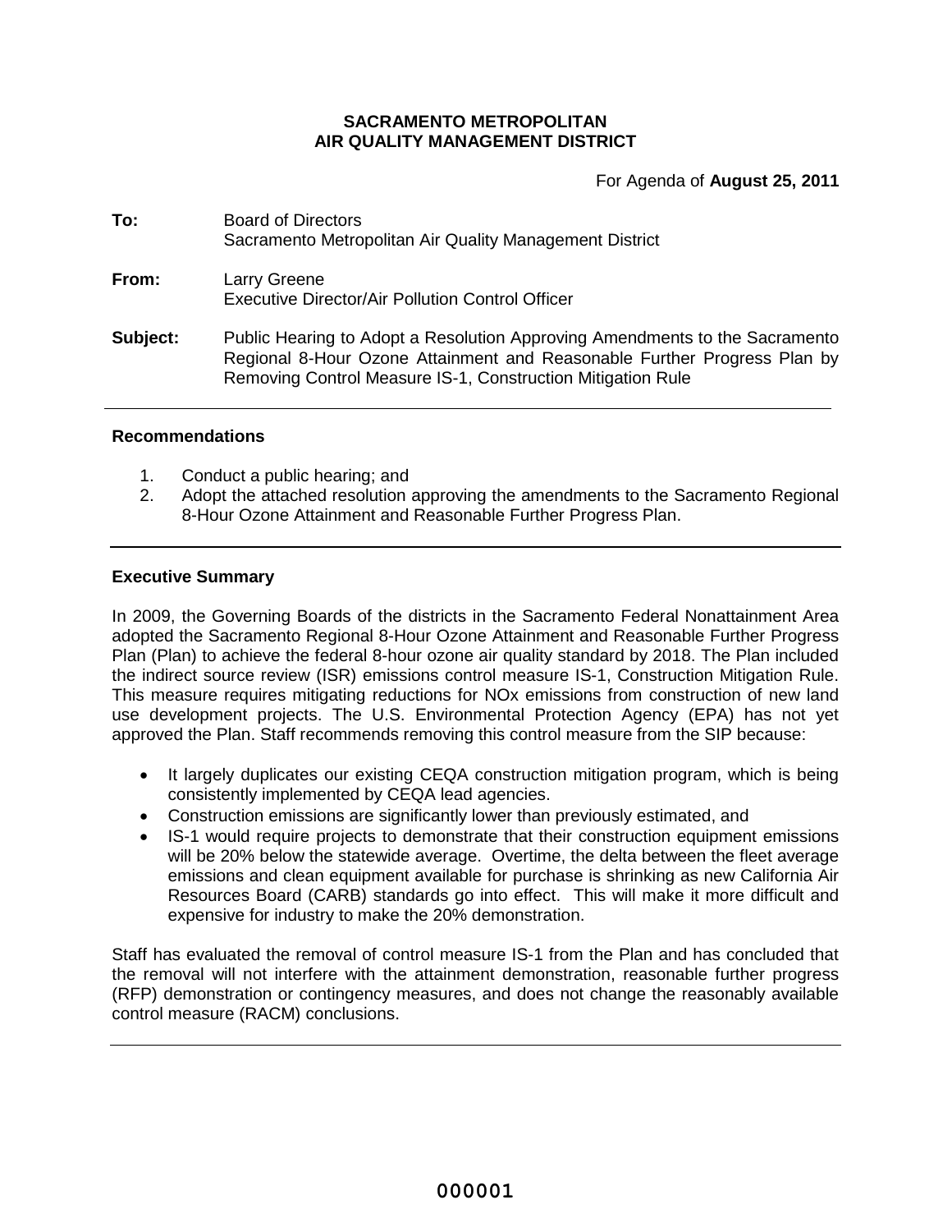**SACRAMENTO METROPOLITAN**
**AIR QUALITY MANAGEMENT DISTRICT**

For Agenda of **August 25, 2011**

**To:** Board of Directors
Sacramento Metropolitan Air Quality Management District

**From:** Larry Greene
Executive Director/Air Pollution Control Officer

**Subject:** Public Hearing to Adopt a Resolution Approving Amendments to the Sacramento Regional 8-Hour Ozone Attainment and Reasonable Further Progress Plan by Removing Control Measure IS-1, Construction Mitigation Rule

---

### Recommendations

1. Conduct a public hearing; and
2. Adopt the attached resolution approving the amendments to the Sacramento Regional 8-Hour Ozone Attainment and Reasonable Further Progress Plan.

---

### Executive Summary

In 2009, the Governing Boards of the districts in the Sacramento Federal Nonattainment Area adopted the Sacramento Regional 8-Hour Ozone Attainment and Reasonable Further Progress Plan (Plan) to achieve the federal 8-hour ozone air quality standard by 2018. The Plan included the indirect source review (ISR) emissions control measure IS-1, Construction Mitigation Rule. This measure requires mitigating reductions for NOx emissions from construction of new land use development projects. The U.S. Environmental Protection Agency (EPA) has not yet approved the Plan. Staff recommends removing this control measure from the SIP because:

- It largely duplicates our existing CEQA construction mitigation program, which is being consistently implemented by CEQA lead agencies.
- Construction emissions are significantly lower than previously estimated, and
- IS-1 would require projects to demonstrate that their construction equipment emissions will be 20% below the statewide average. Overtime, the delta between the fleet average emissions and clean equipment available for purchase is shrinking as new California Air Resources Board (CARB) standards go into effect. This will make it more difficult and expensive for industry to make the 20% demonstration.

Staff has evaluated the removal of control measure IS-1 from the Plan and has concluded that the removal will not interfere with the attainment demonstration, reasonable further progress (RFP) demonstration or contingency measures, and does not change the reasonably available control measure (RACM) conclusions.

---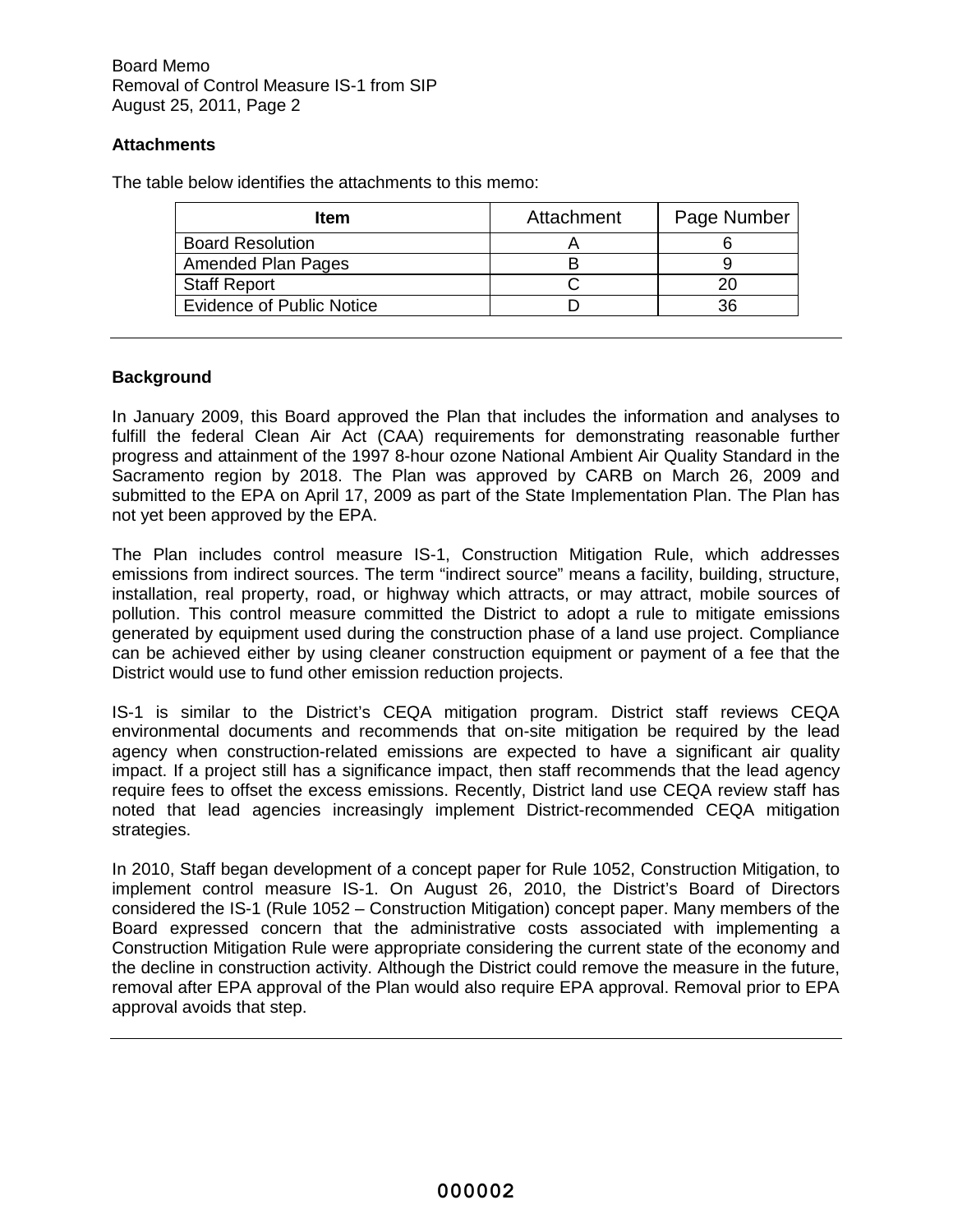## Attachments

The table below identifies the attachments to this memo:

| Item | Attachment | Page Number |
| --- | --- | --- |
| Board Resolution | A | 6 |
| Amended Plan Pages | B | 9 |
| Staff Report | C | 20 |
| Evidence of Public Notice | D | 36 |

## Background

In January 2009, this Board approved the Plan that includes the information and analyses to fulfill the federal Clean Air Act (CAA) requirements for demonstrating reasonable further progress and attainment of the 1997 8-hour ozone National Ambient Air Quality Standard in the Sacramento region by 2018. The Plan was approved by CARB on March 26, 2009 and submitted to the EPA on April 17, 2009 as part of the State Implementation Plan. The Plan has not yet been approved by the EPA.

The Plan includes control measure IS-1, Construction Mitigation Rule, which addresses emissions from indirect sources. The term "indirect source" means a facility, building, structure, installation, real property, road, or highway which attracts, or may attract, mobile sources of pollution. This control measure committed the District to adopt a rule to mitigate emissions generated by equipment used during the construction phase of a land use project. Compliance can be achieved either by using cleaner construction equipment or payment of a fee that the District would use to fund other emission reduction projects.

IS-1 is similar to the District's CEQA mitigation program. District staff reviews CEQA environmental documents and recommends that on-site mitigation be required by the lead agency when construction-related emissions are expected to have a significant air quality impact. If a project still has a significance impact, then staff recommends that the lead agency require fees to offset the excess emissions. Recently, District land use CEQA review staff has noted that lead agencies increasingly implement District-recommended CEQA mitigation strategies.

In 2010, Staff began development of a concept paper for Rule 1052, Construction Mitigation, to implement control measure IS-1. On August 26, 2010, the District's Board of Directors considered the IS-1 (Rule 1052 – Construction Mitigation) concept paper. Many members of the Board expressed concern that the administrative costs associated with implementing a Construction Mitigation Rule were appropriate considering the current state of the economy and the decline in construction activity. Although the District could remove the measure in the future, removal after EPA approval of the Plan would also require EPA approval. Removal prior to EPA approval avoids that step.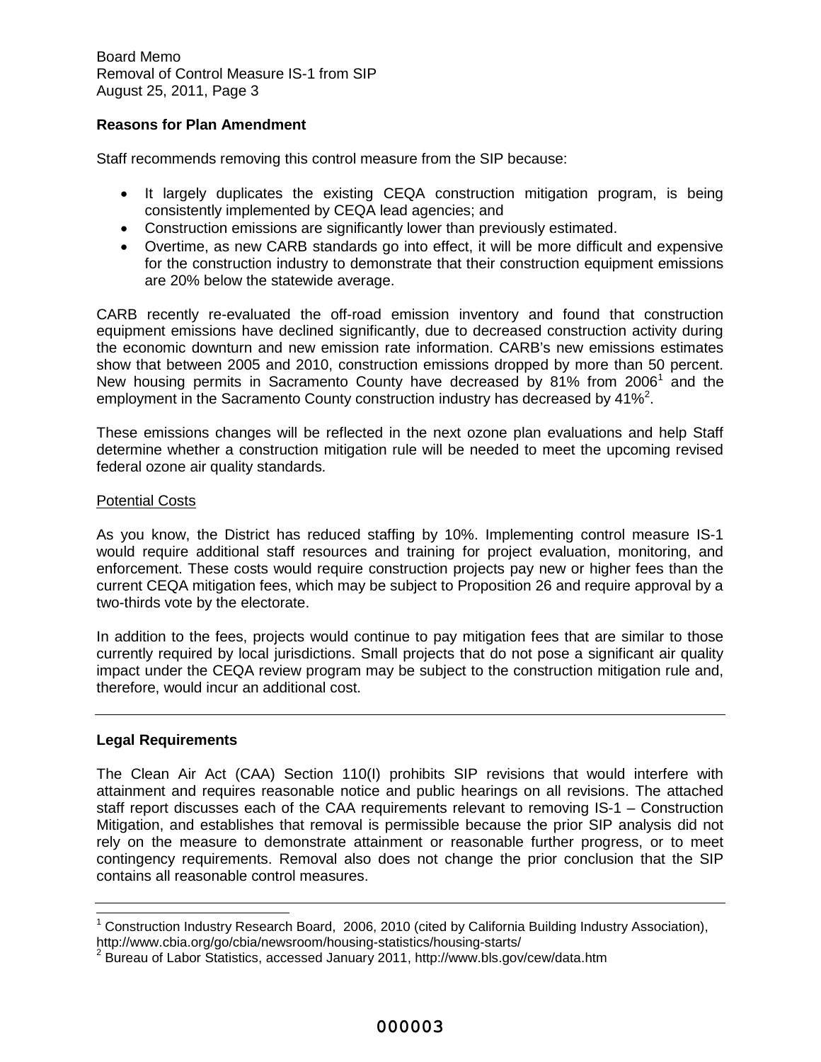**Reasons for Plan Amendment**

Staff recommends removing this control measure from the SIP because:

- It largely duplicates the existing CEQA construction mitigation program, is being consistently implemented by CEQA lead agencies; and
- Construction emissions are significantly lower than previously estimated.
- Overtime, as new CARB standards go into effect, it will be more difficult and expensive for the construction industry to demonstrate that their construction equipment emissions are 20% below the statewide average.

CARB recently re-evaluated the off-road emission inventory and found that construction equipment emissions have declined significantly, due to decreased construction activity during the economic downturn and new emission rate information. CARB's new emissions estimates show that between 2005 and 2010, construction emissions dropped by more than 50 percent. New housing permits in Sacramento County have decreased by 81% from 2006[1] and the employment in the Sacramento County construction industry has decreased by 41%[2].

These emissions changes will be reflected in the next ozone plan evaluations and help Staff determine whether a construction mitigation rule will be needed to meet the upcoming revised federal ozone air quality standards.

Potential Costs

As you know, the District has reduced staffing by 10%. Implementing control measure IS-1 would require additional staff resources and training for project evaluation, monitoring, and enforcement. These costs would require construction projects pay new or higher fees than the current CEQA mitigation fees, which may be subject to Proposition 26 and require approval by a two-thirds vote by the electorate.

In addition to the fees, projects would continue to pay mitigation fees that are similar to those currently required by local jurisdictions. Small projects that do not pose a significant air quality impact under the CEQA review program may be subject to the construction mitigation rule and, therefore, would incur an additional cost.

---

**Legal Requirements**

The Clean Air Act (CAA) Section 110(l) prohibits SIP revisions that would interfere with attainment and requires reasonable notice and public hearings on all revisions. The attached staff report discusses each of the CAA requirements relevant to removing IS-1 – Construction Mitigation, and establishes that removal is permissible because the prior SIP analysis did not rely on the measure to demonstrate attainment or reasonable further progress, or to meet contingency requirements. Removal also does not change the prior conclusion that the SIP contains all reasonable control measures.

---

[1] Construction Industry Research Board, 2006, 2010 (cited by California Building Industry Association), http://www.cbia.org/go/cbia/newsroom/housing-statistics/housing-starts/

[2] Bureau of Labor Statistics, accessed January 2011, http://www.bls.gov/cew/data.htm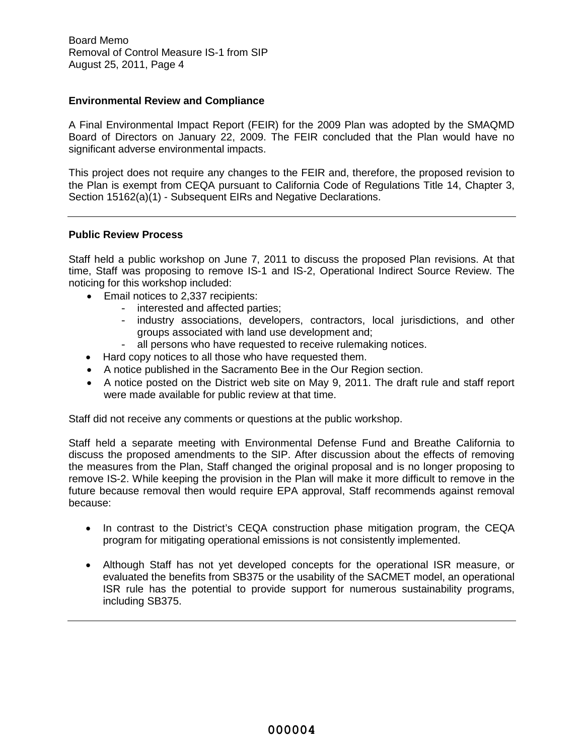## Environmental Review and Compliance

A Final Environmental Impact Report (FEIR) for the 2009 Plan was adopted by the SMAQMD Board of Directors on January 22, 2009. The FEIR concluded that the Plan would have no significant adverse environmental impacts.

This project does not require any changes to the FEIR and, therefore, the proposed revision to the Plan is exempt from CEQA pursuant to California Code of Regulations Title 14, Chapter 3, Section 15162(a)(1) - Subsequent EIRs and Negative Declarations.

---

## Public Review Process

Staff held a public workshop on June 7, 2011 to discuss the proposed Plan revisions. At that time, Staff was proposing to remove IS-1 and IS-2, Operational Indirect Source Review. The noticing for this workshop included:

- Email notices to 2,337 recipients:
  - interested and affected parties;
  - industry associations, developers, contractors, local jurisdictions, and other groups associated with land use development and;
  - all persons who have requested to receive rulemaking notices.
- Hard copy notices to all those who have requested them.
- A notice published in the Sacramento Bee in the Our Region section.
- A notice posted on the District web site on May 9, 2011. The draft rule and staff report were made available for public review at that time.

Staff did not receive any comments or questions at the public workshop.

Staff held a separate meeting with Environmental Defense Fund and Breathe California to discuss the proposed amendments to the SIP. After discussion about the effects of removing the measures from the Plan, Staff changed the original proposal and is no longer proposing to remove IS-2. While keeping the provision in the Plan will make it more difficult to remove in the future because removal then would require EPA approval, Staff recommends against removal because:

- In contrast to the District's CEQA construction phase mitigation program, the CEQA program for mitigating operational emissions is not consistently implemented.

- Although Staff has not yet developed concepts for the operational ISR measure, or evaluated the benefits from SB375 or the usability of the SACMET model, an operational ISR rule has the potential to provide support for numerous sustainability programs, including SB375.

---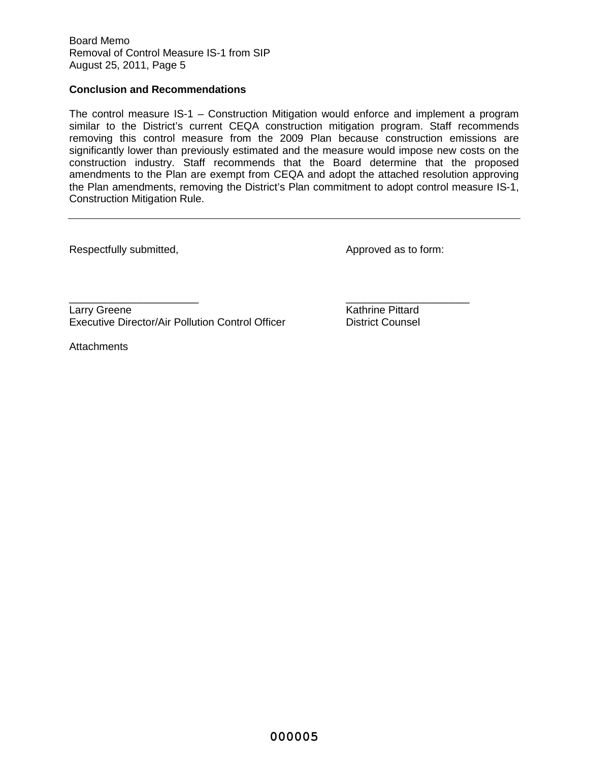**Conclusion and Recommendations**

The control measure IS-1 – Construction Mitigation would enforce and implement a program similar to the District's current CEQA construction mitigation program. Staff recommends removing this control measure from the 2009 Plan because construction emissions are significantly lower than previously estimated and the measure would impose new costs on the construction industry. Staff recommends that the Board determine that the proposed amendments to the Plan are exempt from CEQA and adopt the attached resolution approving the Plan amendments, removing the District's Plan commitment to adopt control measure IS-1, Construction Mitigation Rule.

---

Respectfully submitted,

______________________
Larry Greene
Executive Director/Air Pollution Control Officer

Approved as to form:

______________________
Kathrine Pittard
District Counsel

Attachments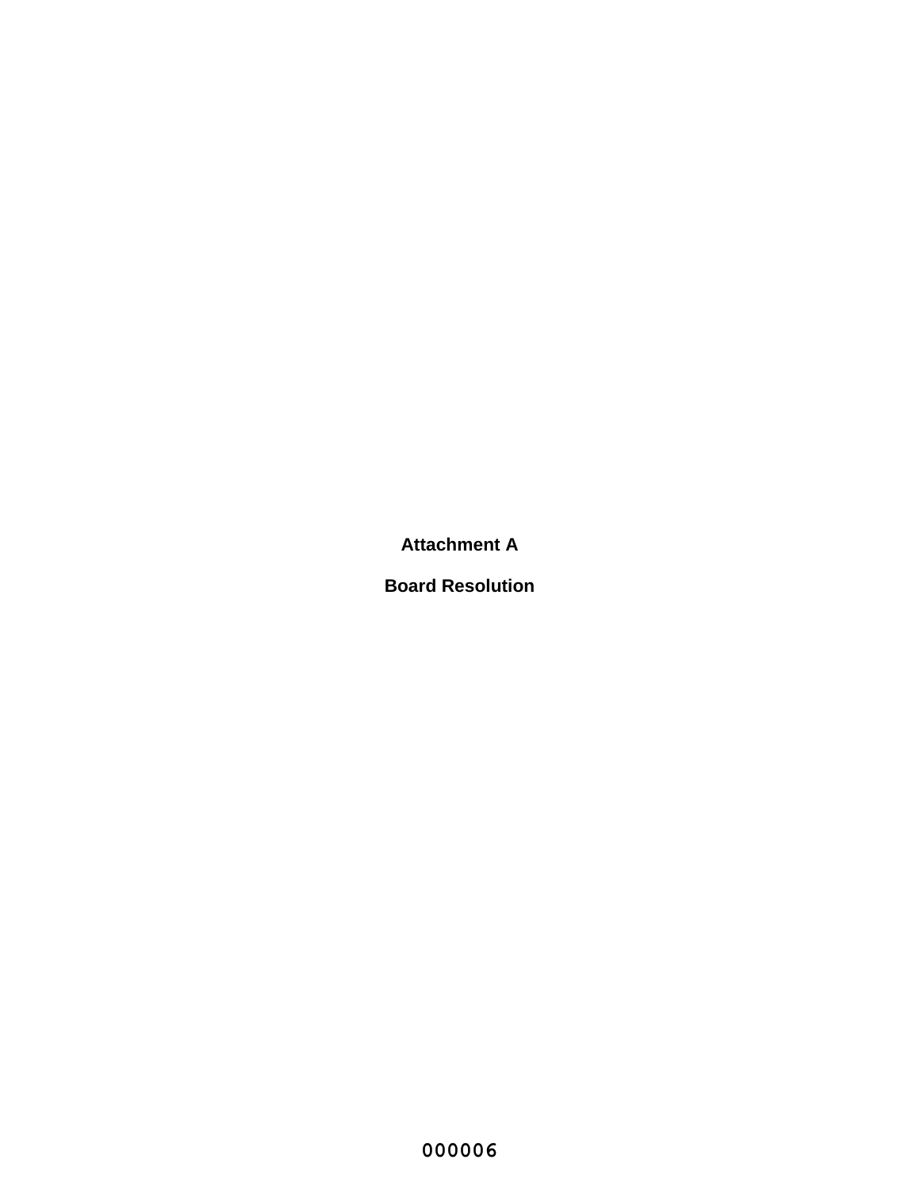**Attachment A**

**Board Resolution**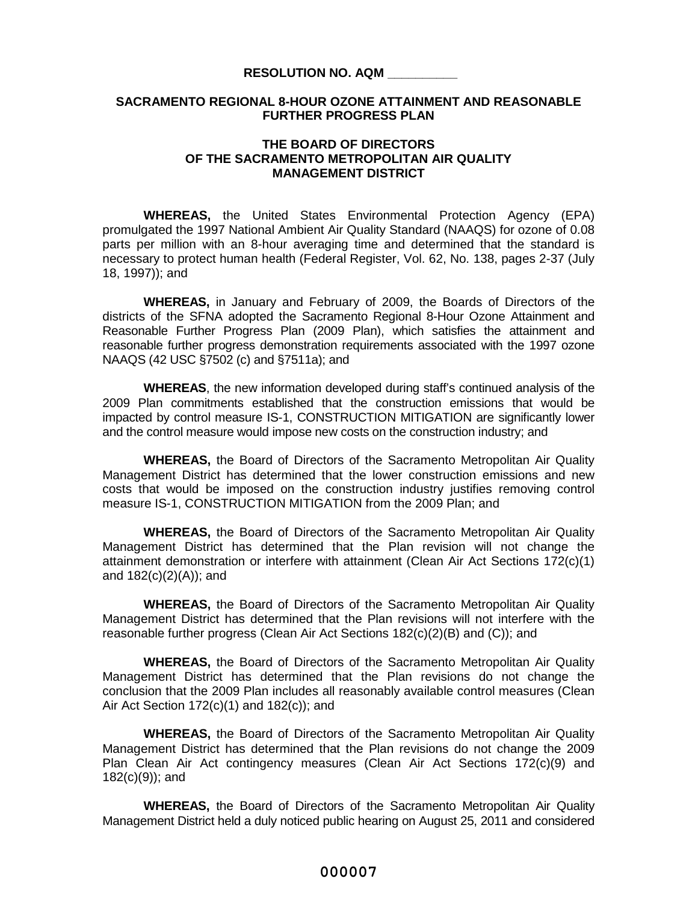**RESOLUTION NO. AQM __________**

**SACRAMENTO REGIONAL 8-HOUR OZONE ATTAINMENT AND REASONABLE FURTHER PROGRESS PLAN**

**THE BOARD OF DIRECTORS OF THE SACRAMENTO METROPOLITAN AIR QUALITY MANAGEMENT DISTRICT**

**WHEREAS,** the United States Environmental Protection Agency (EPA) promulgated the 1997 National Ambient Air Quality Standard (NAAQS) for ozone of 0.08 parts per million with an 8-hour averaging time and determined that the standard is necessary to protect human health (Federal Register, Vol. 62, No. 138, pages 2-37 (July 18, 1997)); and

**WHEREAS,** in January and February of 2009, the Boards of Directors of the districts of the SFNA adopted the Sacramento Regional 8-Hour Ozone Attainment and Reasonable Further Progress Plan (2009 Plan), which satisfies the attainment and reasonable further progress demonstration requirements associated with the 1997 ozone NAAQS (42 USC §7502 (c) and §7511a); and

**WHEREAS**, the new information developed during staff's continued analysis of the 2009 Plan commitments established that the construction emissions that would be impacted by control measure IS-1, CONSTRUCTION MITIGATION are significantly lower and the control measure would impose new costs on the construction industry; and

**WHEREAS,** the Board of Directors of the Sacramento Metropolitan Air Quality Management District has determined that the lower construction emissions and new costs that would be imposed on the construction industry justifies removing control measure IS-1, CONSTRUCTION MITIGATION from the 2009 Plan; and

**WHEREAS,** the Board of Directors of the Sacramento Metropolitan Air Quality Management District has determined that the Plan revision will not change the attainment demonstration or interfere with attainment (Clean Air Act Sections 172(c)(1) and 182(c)(2)(A)); and

**WHEREAS,** the Board of Directors of the Sacramento Metropolitan Air Quality Management District has determined that the Plan revisions will not interfere with the reasonable further progress (Clean Air Act Sections 182(c)(2)(B) and (C)); and

**WHEREAS,** the Board of Directors of the Sacramento Metropolitan Air Quality Management District has determined that the Plan revisions do not change the conclusion that the 2009 Plan includes all reasonably available control measures (Clean Air Act Section 172(c)(1) and 182(c)); and

**WHEREAS,** the Board of Directors of the Sacramento Metropolitan Air Quality Management District has determined that the Plan revisions do not change the 2009 Plan Clean Air Act contingency measures (Clean Air Act Sections 172(c)(9) and 182(c)(9)); and

**WHEREAS,** the Board of Directors of the Sacramento Metropolitan Air Quality Management District held a duly noticed public hearing on August 25, 2011 and considered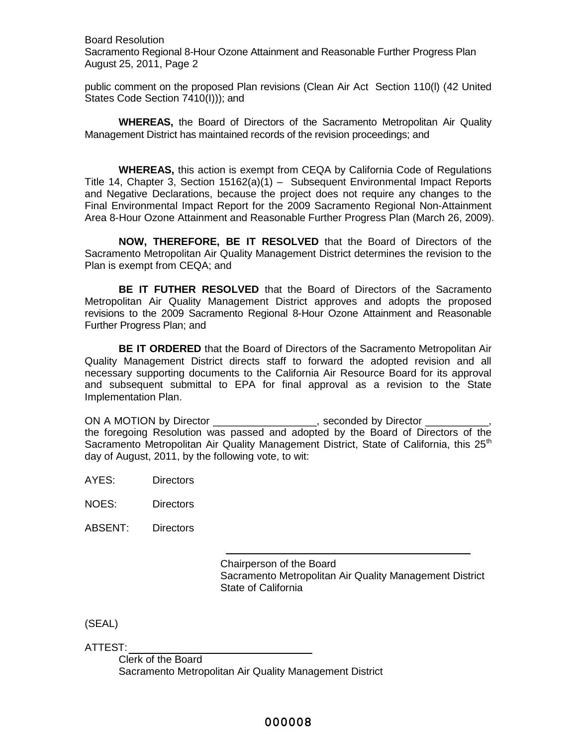public comment on the proposed Plan revisions (Clean Air Act Section 110(l) (42 United States Code Section 7410(l))); and

**WHEREAS,** the Board of Directors of the Sacramento Metropolitan Air Quality Management District has maintained records of the revision proceedings; and

**WHEREAS,** this action is exempt from CEQA by California Code of Regulations Title 14, Chapter 3, Section 15162(a)(1) – Subsequent Environmental Impact Reports and Negative Declarations, because the project does not require any changes to the Final Environmental Impact Report for the 2009 Sacramento Regional Non-Attainment Area 8-Hour Ozone Attainment and Reasonable Further Progress Plan (March 26, 2009).

**NOW, THEREFORE, BE IT RESOLVED** that the Board of Directors of the Sacramento Metropolitan Air Quality Management District determines the revision to the Plan is exempt from CEQA; and

**BE IT FUTHER RESOLVED** that the Board of Directors of the Sacramento Metropolitan Air Quality Management District approves and adopts the proposed revisions to the 2009 Sacramento Regional 8-Hour Ozone Attainment and Reasonable Further Progress Plan; and

**BE IT ORDERED** that the Board of Directors of the Sacramento Metropolitan Air Quality Management District directs staff to forward the adopted revision and all necessary supporting documents to the California Air Resource Board for its approval and subsequent submittal to EPA for final approval as a revision to the State Implementation Plan.

ON A MOTION by Director __________________, seconded by Director ___________, the foregoing Resolution was passed and adopted by the Board of Directors of the Sacramento Metropolitan Air Quality Management District, State of California, this 25th day of August, 2011, by the following vote, to wit:

AYES: Directors

NOES: Directors

ABSENT: Directors

\_\_\_\_\_\_\_\_\_\_\_\_\_\_\_\_\_\_\_\_\_\_\_\_\_\_\_\_\_\_\_\_\_\_\_\_\_\_\_\_
Chairperson of the Board
Sacramento Metropolitan Air Quality Management District
State of California

(SEAL)

ATTEST: \_\_\_\_\_\_\_\_\_\_\_\_\_\_\_\_\_\_\_\_\_\_\_\_\_\_\_\_\_\_
Clerk of the Board
Sacramento Metropolitan Air Quality Management District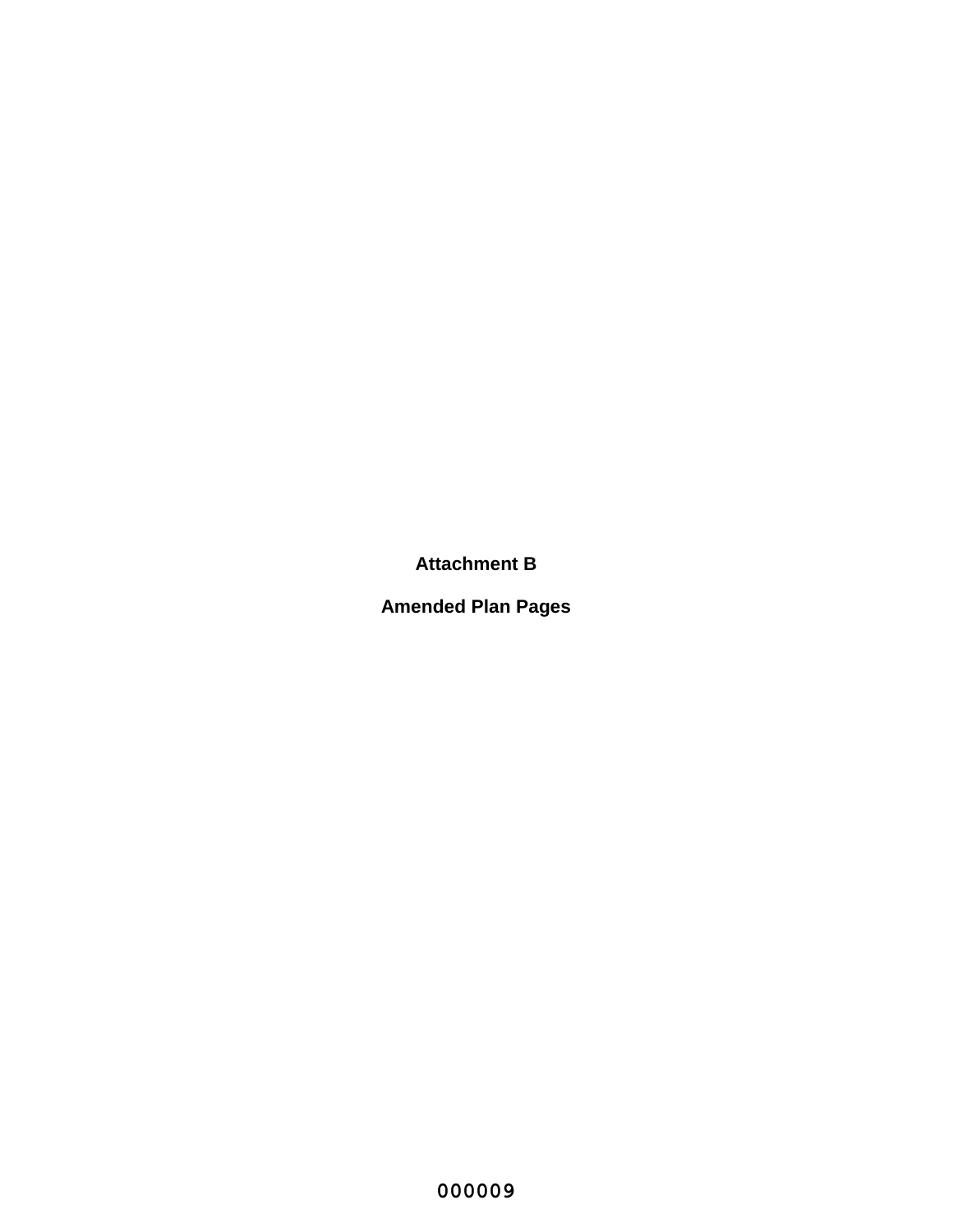**Attachment B**

**Amended Plan Pages**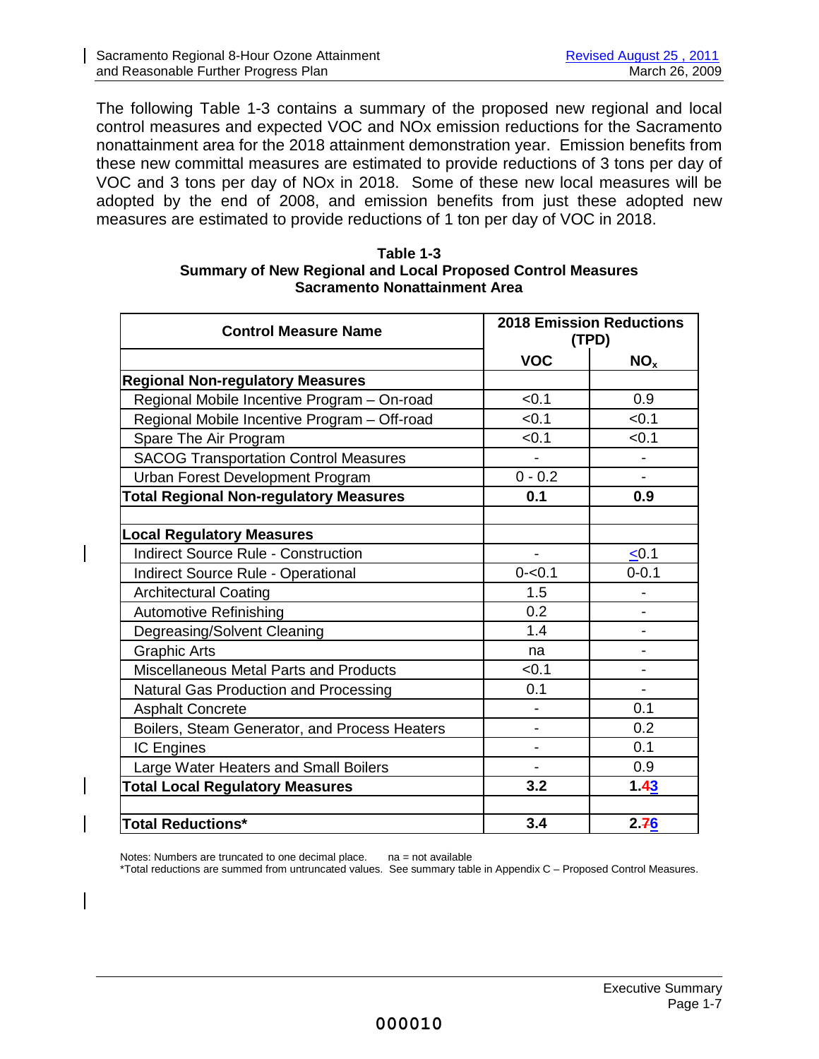The following Table 1-3 contains a summary of the proposed new regional and local control measures and expected VOC and NOx emission reductions for the Sacramento nonattainment area for the 2018 attainment demonstration year. Emission benefits from these new committal measures are estimated to provide reductions of 3 tons per day of VOC and 3 tons per day of NOx in 2018. Some of these new local measures will be adopted by the end of 2008, and emission benefits from just these adopted new measures are estimated to provide reductions of 1 ton per day of VOC in 2018.

**Table 1-3**
**Summary of New Regional and Local Proposed Control Measures**
**Sacramento Nonattainment Area**

| Control Measure Name | 2018 Emission Reductions (TPD) | |
|---|---|---|
| | VOC | $NO_x$ |
| **Regional Non-regulatory Measures** | | |
| Regional Mobile Incentive Program – On-road | <0.1 | 0.9 |
| Regional Mobile Incentive Program – Off-road | <0.1 | <0.1 |
| Spare The Air Program | <0.1 | <0.1 |
| SACOG Transportation Control Measures | - | - |
| Urban Forest Development Program | 0 - 0.2 | - |
| **Total Regional Non-regulatory Measures** | **0.1** | **0.9** |
| | | |
| **Local Regulatory Measures** | | |
| Indirect Source Rule - Construction | - | ≤0.1 |
| Indirect Source Rule - Operational | 0-<0.1 | 0-0.1 |
| Architectural Coating | 1.5 | - |
| Automotive Refinishing | 0.2 | - |
| Degreasing/Solvent Cleaning | 1.4 | - |
| Graphic Arts | na | - |
| Miscellaneous Metal Parts and Products | <0.1 | - |
| Natural Gas Production and Processing | 0.1 | - |
| Asphalt Concrete | - | 0.1 |
| Boilers, Steam Generator, and Process Heaters | - | 0.2 |
| IC Engines | - | 0.1 |
| Large Water Heaters and Small Boilers | - | 0.9 |
| **Total Local Regulatory Measures** | **3.2** | **1.~~4~~3** |
| | | |
| **Total Reductions*** | **3.4** | **2.~~7~~6** |

Notes: Numbers are truncated to one decimal place. na = not available
*Total reductions are summed from untruncated values. See summary table in Appendix C – Proposed Control Measures.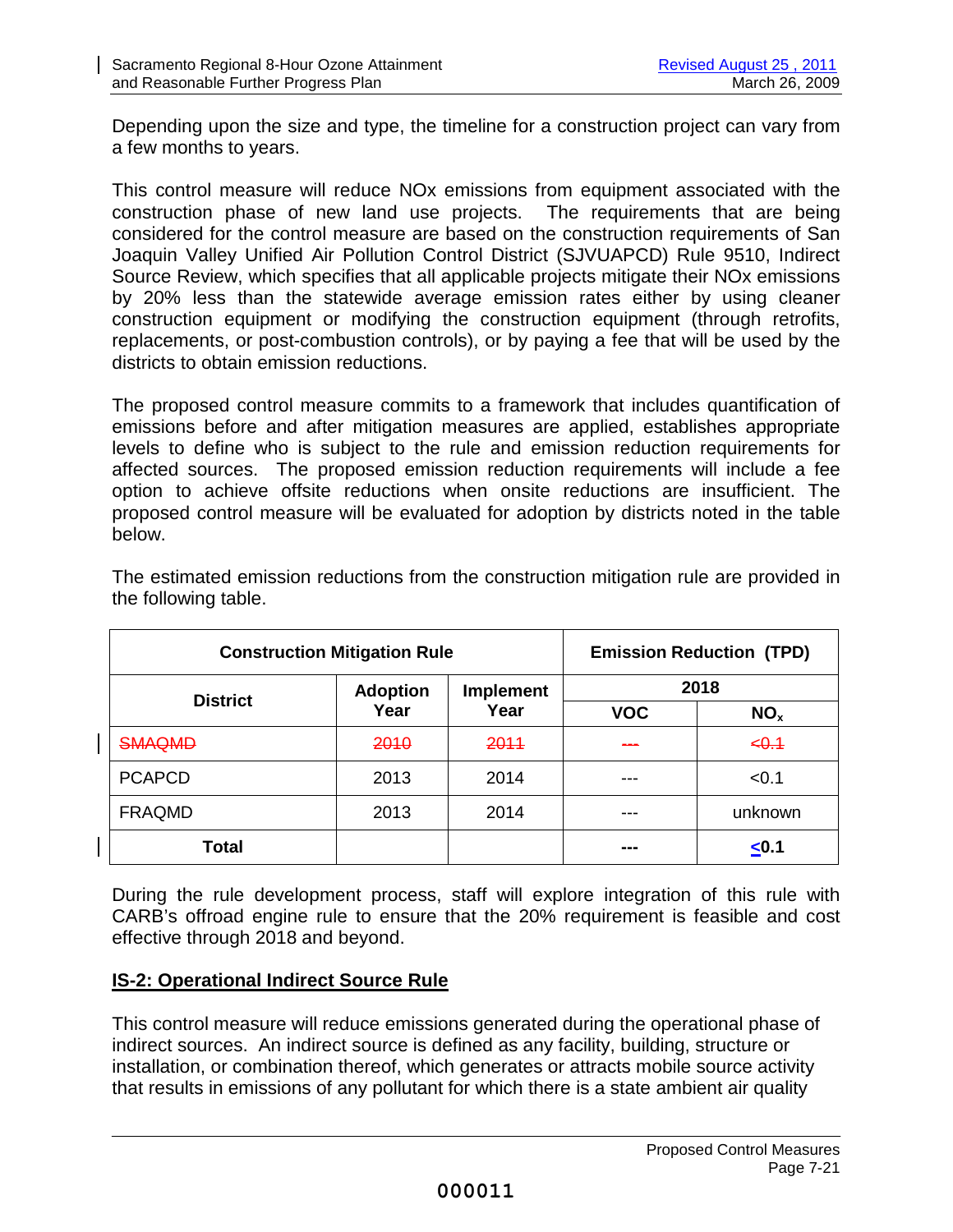Depending upon the size and type, the timeline for a construction project can vary from a few months to years.

This control measure will reduce NOx emissions from equipment associated with the construction phase of new land use projects. The requirements that are being considered for the control measure are based on the construction requirements of San Joaquin Valley Unified Air Pollution Control District (SJVUAPCD) Rule 9510, Indirect Source Review, which specifies that all applicable projects mitigate their NOx emissions by 20% less than the statewide average emission rates either by using cleaner construction equipment or modifying the construction equipment (through retrofits, replacements, or post-combustion controls), or by paying a fee that will be used by the districts to obtain emission reductions.

The proposed control measure commits to a framework that includes quantification of emissions before and after mitigation measures are applied, establishes appropriate levels to define who is subject to the rule and emission reduction requirements for affected sources. The proposed emission reduction requirements will include a fee option to achieve offsite reductions when onsite reductions are insufficient. The proposed control measure will be evaluated for adoption by districts noted in the table below.

The estimated emission reductions from the construction mitigation rule are provided in the following table.

| Construction Mitigation Rule | | | Emission Reduction (TPD) | |
|---|---|---|---|---|
| | | | 2018 | |
| **District** | **Adoption Year** | **Implement Year** | **VOC** | **$NO_x$** |
| ~~SMAQMD~~ | ~~2010~~ | ~~2011~~ | ~~---~~ | ~~<0.1~~ |
| PCAPCD | 2013 | 2014 | --- | <0.1 |
| FRAQMD | 2013 | 2014 | --- | unknown |
| **Total** | | | **---** | **≤0.1** |

During the rule development process, staff will explore integration of this rule with CARB's offroad engine rule to ensure that the 20% requirement is feasible and cost effective through 2018 and beyond.

## IS-2: Operational Indirect Source Rule

This control measure will reduce emissions generated during the operational phase of indirect sources. An indirect source is defined as any facility, building, structure or installation, or combination thereof, which generates or attracts mobile source activity that results in emissions of any pollutant for which there is a state ambient air quality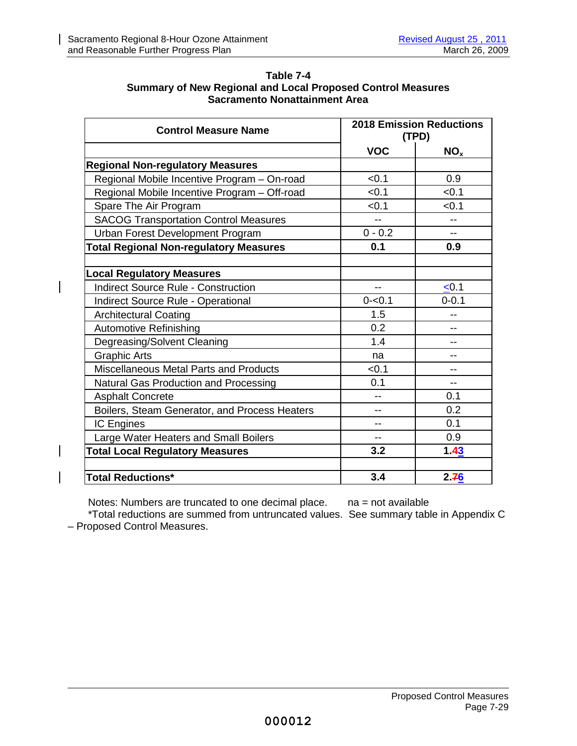**Table 7-4**
**Summary of New Regional and Local Proposed Control Measures**
**Sacramento Nonattainment Area**

| Control Measure Name | 2018 Emission Reductions (TPD) | |
|---|---|---|
| | VOC | $NO_x$ |
| **Regional Non-regulatory Measures** | | |
| Regional Mobile Incentive Program – On-road | <0.1 | 0.9 |
| Regional Mobile Incentive Program – Off-road | <0.1 | <0.1 |
| Spare The Air Program | <0.1 | <0.1 |
| SACOG Transportation Control Measures | -- | -- |
| Urban Forest Development Program | 0 - 0.2 | -- |
| **Total Regional Non-regulatory Measures** | **0.1** | **0.9** |
| | | |
| **Local Regulatory Measures** | | |
| Indirect Source Rule - Construction | -- | ≤0.1 |
| Indirect Source Rule - Operational | 0-<0.1 | 0-0.1 |
| Architectural Coating | 1.5 | -- |
| Automotive Refinishing | 0.2 | -- |
| Degreasing/Solvent Cleaning | 1.4 | -- |
| Graphic Arts | na | -- |
| Miscellaneous Metal Parts and Products | <0.1 | -- |
| Natural Gas Production and Processing | 0.1 | -- |
| Asphalt Concrete | -- | 0.1 |
| Boilers, Steam Generator, and Process Heaters | -- | 0.2 |
| IC Engines | -- | 0.1 |
| Large Water Heaters and Small Boilers | -- | 0.9 |
| **Total Local Regulatory Measures** | **3.2** | **1.~~4~~3** |
| | | |
| **Total Reductions*** | **3.4** | **2.~~7~~6** |

Notes: Numbers are truncated to one decimal place. na = not available

*Total reductions are summed from untruncated values. See summary table in Appendix C – Proposed Control Measures.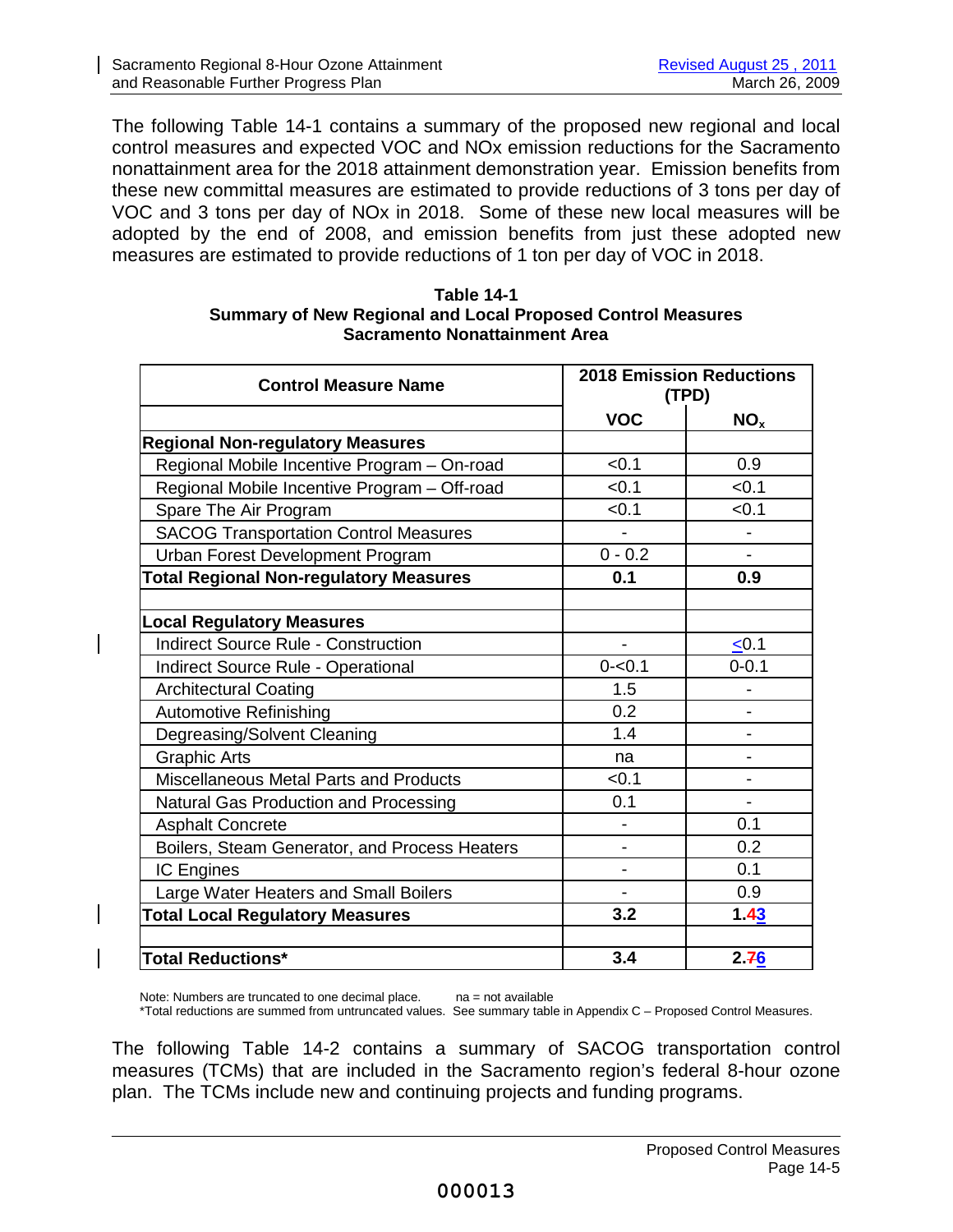The following Table 14-1 contains a summary of the proposed new regional and local control measures and expected VOC and NOx emission reductions for the Sacramento nonattainment area for the 2018 attainment demonstration year. Emission benefits from these new committal measures are estimated to provide reductions of 3 tons per day of VOC and 3 tons per day of NOx in 2018. Some of these new local measures will be adopted by the end of 2008, and emission benefits from just these adopted new measures are estimated to provide reductions of 1 ton per day of VOC in 2018.

**Table 14-1**
**Summary of New Regional and Local Proposed Control Measures**
**Sacramento Nonattainment Area**

| **Control Measure Name** | **2018 Emission Reductions (TPD)** | |
|---|---|---|
| | **VOC** | **$NO_x$** |
| **Regional Non-regulatory Measures** | | |
| Regional Mobile Incentive Program – On-road | <0.1 | 0.9 |
| Regional Mobile Incentive Program – Off-road | <0.1 | <0.1 |
| Spare The Air Program | <0.1 | <0.1 |
| SACOG Transportation Control Measures | - | - |
| Urban Forest Development Program | 0 - 0.2 | - |
| **Total Regional Non-regulatory Measures** | **0.1** | **0.9** |
| | | |
| **Local Regulatory Measures** | | |
| Indirect Source Rule - Construction | - | ≤0.1 |
| Indirect Source Rule - Operational | 0-<0.1 | 0-0.1 |
| Architectural Coating | 1.5 | - |
| Automotive Refinishing | 0.2 | - |
| Degreasing/Solvent Cleaning | 1.4 | - |
| Graphic Arts | na | - |
| Miscellaneous Metal Parts and Products | <0.1 | - |
| Natural Gas Production and Processing | 0.1 | - |
| Asphalt Concrete | - | 0.1 |
| Boilers, Steam Generator, and Process Heaters | - | 0.2 |
| IC Engines | - | 0.1 |
| Large Water Heaters and Small Boilers | - | 0.9 |
| **Total Local Regulatory Measures** | **3.2** | **1.~~4~~3** |
| | | |
| **Total Reductions*** | **3.4** | **2.~~7~~6** |

Note: Numbers are truncated to one decimal place. na = not available
*Total reductions are summed from untruncated values. See summary table in Appendix C – Proposed Control Measures.

The following Table 14-2 contains a summary of SACOG transportation control measures (TCMs) that are included in the Sacramento region's federal 8-hour ozone plan. The TCMs include new and continuing projects and funding programs.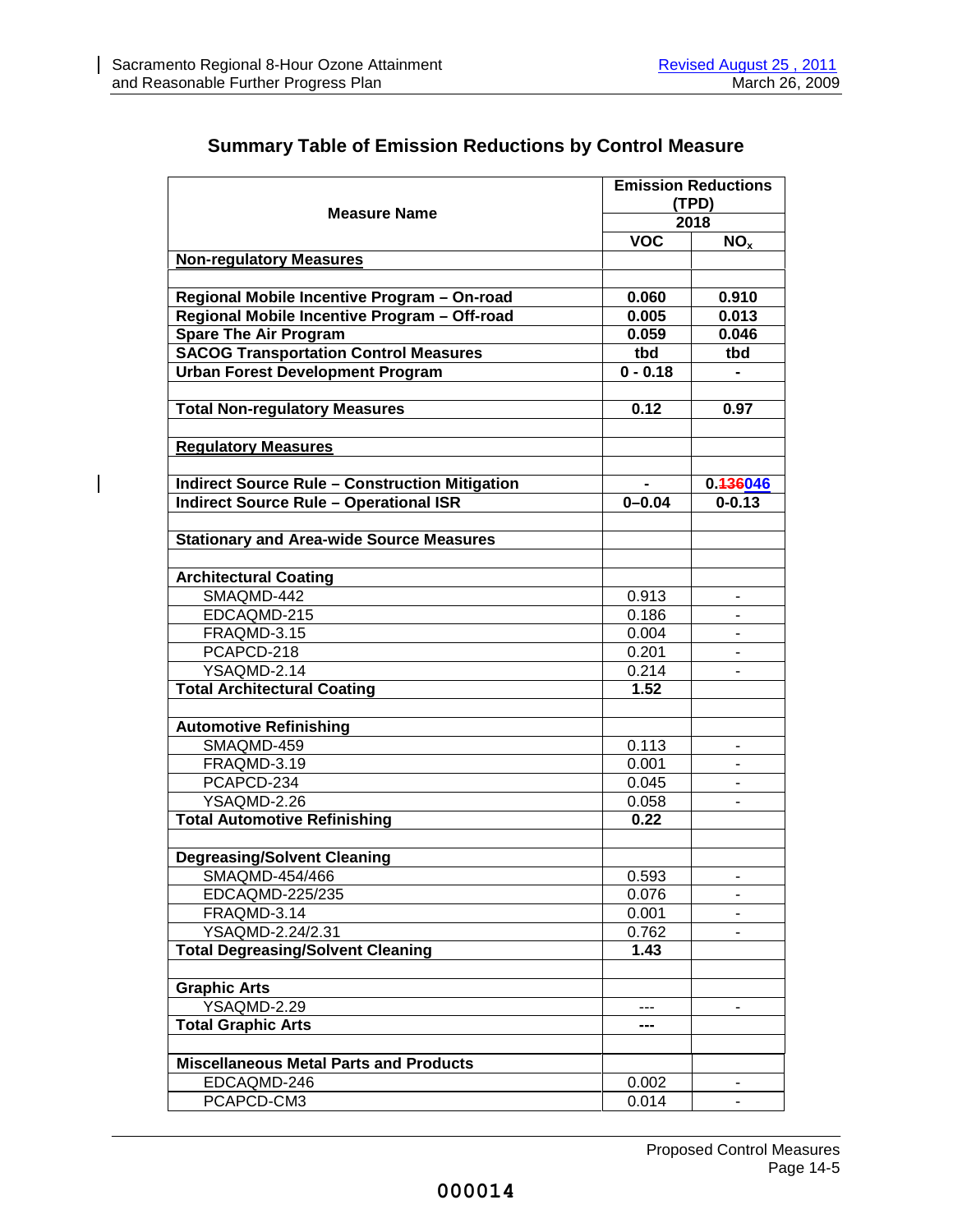## Summary Table of Emission Reductions by Control Measure

| Measure Name | Emission Reductions (TPD) | |
|---|---|---|
| | 2018 | |
| | VOC | $NO_x$ |
| **Non-regulatory Measures** | | |
| | | |
| **Regional Mobile Incentive Program – On-road** | **0.060** | **0.910** |
| **Regional Mobile Incentive Program – Off-road** | **0.005** | **0.013** |
| **Spare The Air Program** | **0.059** | **0.046** |
| **SACOG Transportation Control Measures** | **tbd** | **tbd** |
| **Urban Forest Development Program** | **0 - 0.18** | **-** |
| | | |
| **Total Non-regulatory Measures** | **0.12** | **0.97** |
| | | |
| **Regulatory Measures** | | |
| | | |
| **Indirect Source Rule – Construction Mitigation** | **-** | **0.~~136~~046** |
| **Indirect Source Rule – Operational ISR** | **0–0.04** | **0-0.13** |
| | | |
| **Stationary and Area-wide Source Measures** | | |
| | | |
| **Architectural Coating** | | |
| SMAQMD-442 | 0.913 | - |
| EDCAQMD-215 | 0.186 | - |
| FRAQMD-3.15 | 0.004 | - |
| PCAPCD-218 | 0.201 | - |
| YSAQMD-2.14 | 0.214 | - |
| **Total Architectural Coating** | **1.52** | |
| | | |
| **Automotive Refinishing** | | |
| SMAQMD-459 | 0.113 | - |
| FRAQMD-3.19 | 0.001 | - |
| PCAPCD-234 | 0.045 | - |
| YSAQMD-2.26 | 0.058 | - |
| **Total Automotive Refinishing** | **0.22** | |
| | | |
| **Degreasing/Solvent Cleaning** | | |
| SMAQMD-454/466 | 0.593 | - |
| EDCAQMD-225/235 | 0.076 | - |
| FRAQMD-3.14 | 0.001 | - |
| YSAQMD-2.24/2.31 | 0.762 | - |
| **Total Degreasing/Solvent Cleaning** | **1.43** | |
| | | |
| **Graphic Arts** | | |
| YSAQMD-2.29 | --- | - |
| **Total Graphic Arts** | **---** | |
| | | |
| **Miscellaneous Metal Parts and Products** | | |
| EDCAQMD-246 | 0.002 | - |
| PCAPCD-CM3 | 0.014 | - |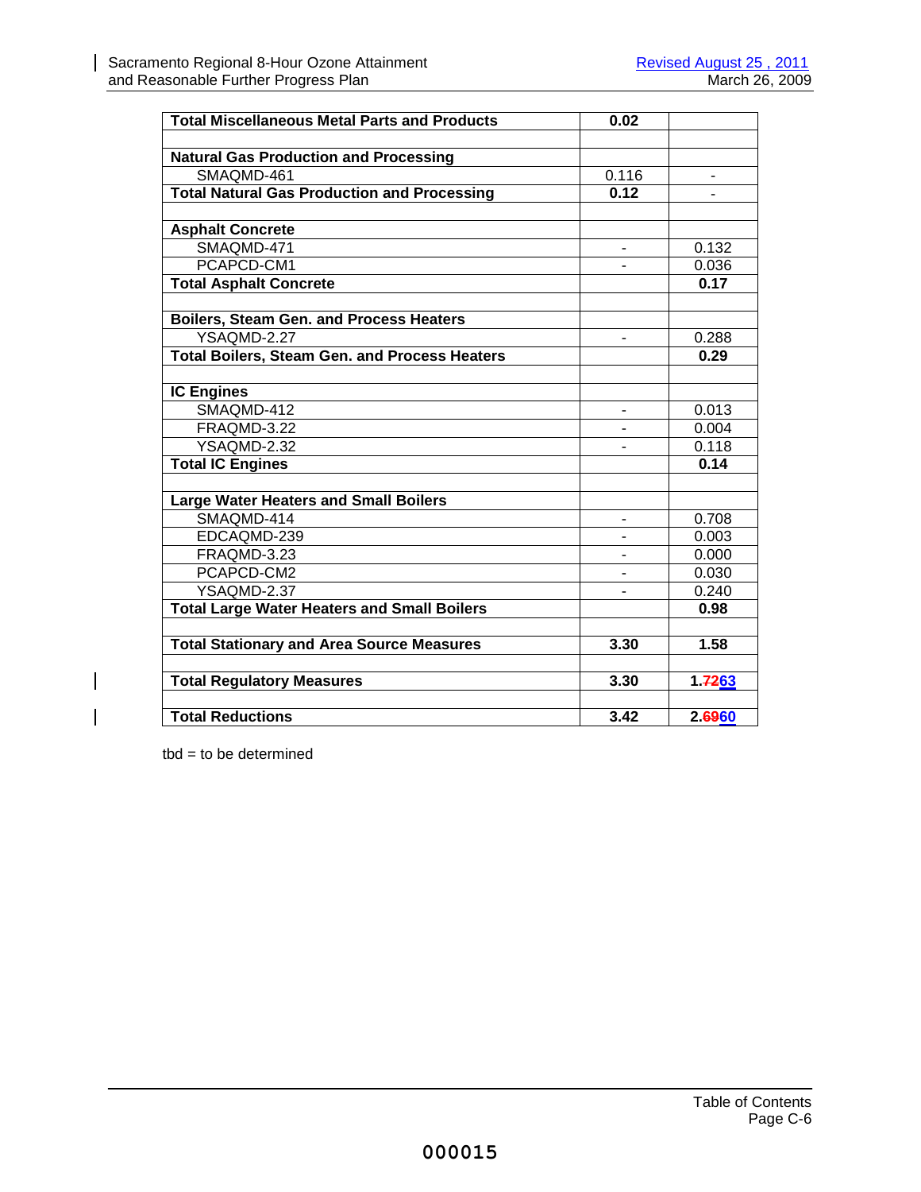| | | |
|---|---|---|
| **Total Miscellaneous Metal Parts and Products** | **0.02** | |
| | | |
| **Natural Gas Production and Processing** | | |
| SMAQMD-461 | 0.116 | - |
| **Total Natural Gas Production and Processing** | **0.12** | - |
| | | |
| **Asphalt Concrete** | | |
| SMAQMD-471 | - | 0.132 |
| PCAPCD-CM1 | - | 0.036 |
| **Total Asphalt Concrete** | | **0.17** |
| | | |
| **Boilers, Steam Gen. and Process Heaters** | | |
| YSAQMD-2.27 | - | 0.288 |
| **Total Boilers, Steam Gen. and Process Heaters** | | **0.29** |
| | | |
| **IC Engines** | | |
| SMAQMD-412 | - | 0.013 |
| FRAQMD-3.22 | - | 0.004 |
| YSAQMD-2.32 | - | 0.118 |
| **Total IC Engines** | | **0.14** |
| | | |
| **Large Water Heaters and Small Boilers** | | |
| SMAQMD-414 | - | 0.708 |
| EDCAQMD-239 | - | 0.003 |
| FRAQMD-3.23 | - | 0.000 |
| PCAPCD-CM2 | - | 0.030 |
| YSAQMD-2.37 | - | 0.240 |
| **Total Large Water Heaters and Small Boilers** | | **0.98** |
| | | |
| **Total Stationary and Area Source Measures** | **3.30** | **1.58** |
| | | |
| **Total Regulatory Measures** | **3.30** | **1.~~72~~63** |
| | | |
| **Total Reductions** | **3.42** | **2.~~69~~60** |

tbd = to be determined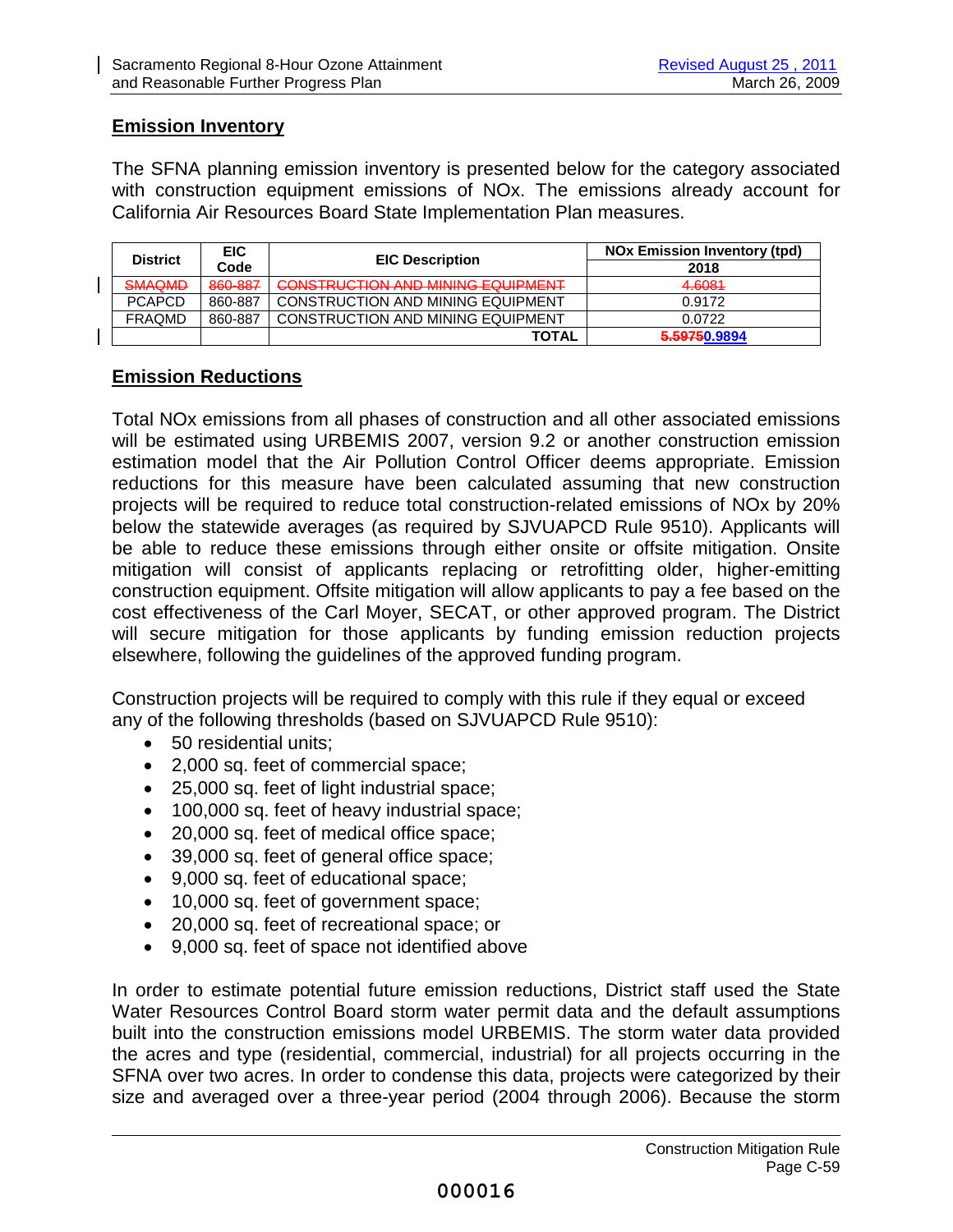## Emission Inventory

The SFNA planning emission inventory is presented below for the category associated with construction equipment emissions of NOx. The emissions already account for California Air Resources Board State Implementation Plan measures.

| District | EIC Code | EIC Description | NOx Emission Inventory (tpd) |
|---|---|---|---|
| | | | 2018 |
| ~~SMAQMD~~ | ~~860-887~~ | ~~CONSTRUCTION AND MINING EQUIPMENT~~ | ~~4.6081~~ |
| PCAPCD | 860-887 | CONSTRUCTION AND MINING EQUIPMENT | 0.9172 |
| FRAQMD | 860-887 | CONSTRUCTION AND MINING EQUIPMENT | 0.0722 |
| | | **TOTAL** | ~~5.5975~~0.9894 |

## Emission Reductions

Total NOx emissions from all phases of construction and all other associated emissions will be estimated using URBEMIS 2007, version 9.2 or another construction emission estimation model that the Air Pollution Control Officer deems appropriate. Emission reductions for this measure have been calculated assuming that new construction projects will be required to reduce total construction-related emissions of NOx by 20% below the statewide averages (as required by SJVUAPCD Rule 9510). Applicants will be able to reduce these emissions through either onsite or offsite mitigation. Onsite mitigation will consist of applicants replacing or retrofitting older, higher-emitting construction equipment. Offsite mitigation will allow applicants to pay a fee based on the cost effectiveness of the Carl Moyer, SECAT, or other approved program. The District will secure mitigation for those applicants by funding emission reduction projects elsewhere, following the guidelines of the approved funding program.

Construction projects will be required to comply with this rule if they equal or exceed any of the following thresholds (based on SJVUAPCD Rule 9510):

- 50 residential units;
- 2,000 sq. feet of commercial space;
- 25,000 sq. feet of light industrial space;
- 100,000 sq. feet of heavy industrial space;
- 20,000 sq. feet of medical office space;
- 39,000 sq. feet of general office space;
- 9,000 sq. feet of educational space;
- 10,000 sq. feet of government space;
- 20,000 sq. feet of recreational space; or
- 9,000 sq. feet of space not identified above

In order to estimate potential future emission reductions, District staff used the State Water Resources Control Board storm water permit data and the default assumptions built into the construction emissions model URBEMIS. The storm water data provided the acres and type (residential, commercial, industrial) for all projects occurring in the SFNA over two acres. In order to condense this data, projects were categorized by their size and averaged over a three-year period (2004 through 2006). Because the storm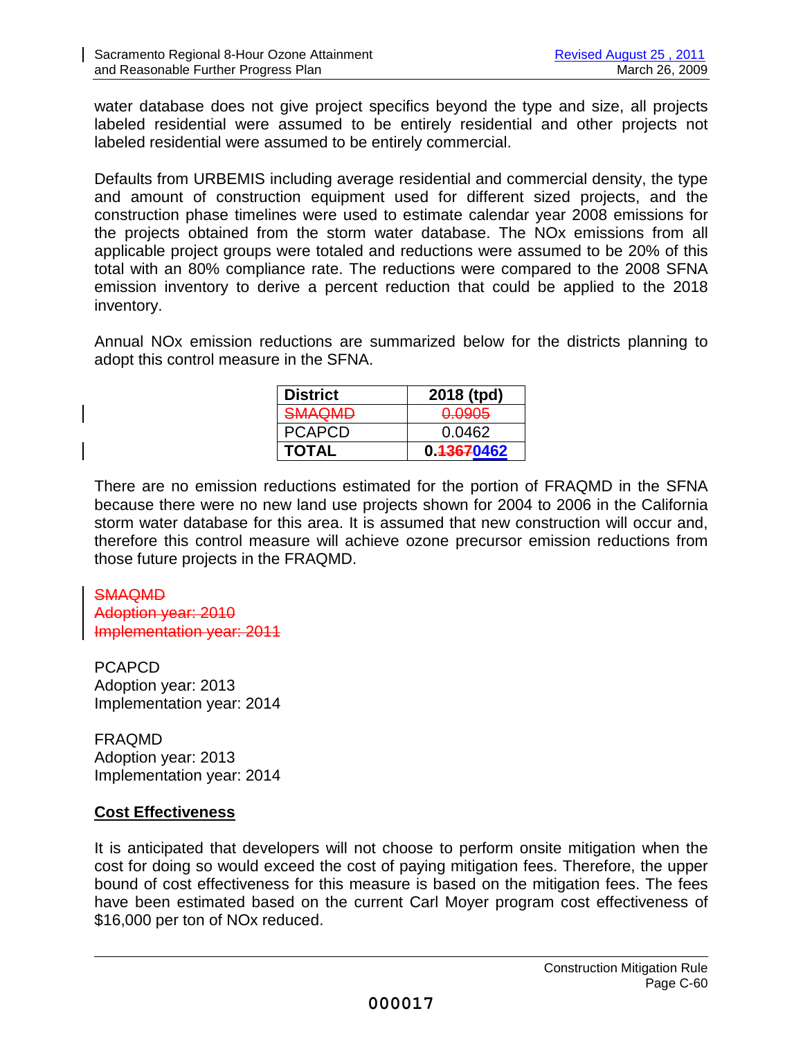water database does not give project specifics beyond the type and size, all projects labeled residential were assumed to be entirely residential and other projects not labeled residential were assumed to be entirely commercial.

Defaults from URBEMIS including average residential and commercial density, the type and amount of construction equipment used for different sized projects, and the construction phase timelines were used to estimate calendar year 2008 emissions for the projects obtained from the storm water database. The NOx emissions from all applicable project groups were totaled and reductions were assumed to be 20% of this total with an 80% compliance rate. The reductions were compared to the 2008 SFNA emission inventory to derive a percent reduction that could be applied to the 2018 inventory.

Annual NOx emission reductions are summarized below for the districts planning to adopt this control measure in the SFNA.

| **District** | **2018 (tpd)** |
|---|---|
| ~~SMAQMD~~ | ~~0.0905~~ |
| PCAPCD | 0.0462 |
| **TOTAL** | **0.~~1367~~0462** |

There are no emission reductions estimated for the portion of FRAQMD in the SFNA because there were no new land use projects shown for 2004 to 2006 in the California storm water database for this area. It is assumed that new construction will occur and, therefore this control measure will achieve ozone precursor emission reductions from those future projects in the FRAQMD.

~~SMAQMD~~
~~Adoption year: 2010~~
~~Implementation year: 2011~~

PCAPCD
Adoption year: 2013
Implementation year: 2014

FRAQMD
Adoption year: 2013
Implementation year: 2014

**Cost Effectiveness**

It is anticipated that developers will not choose to perform onsite mitigation when the cost for doing so would exceed the cost of paying mitigation fees. Therefore, the upper bound of cost effectiveness for this measure is based on the mitigation fees. The fees have been estimated based on the current Carl Moyer program cost effectiveness of $16,000 per ton of NOx reduced.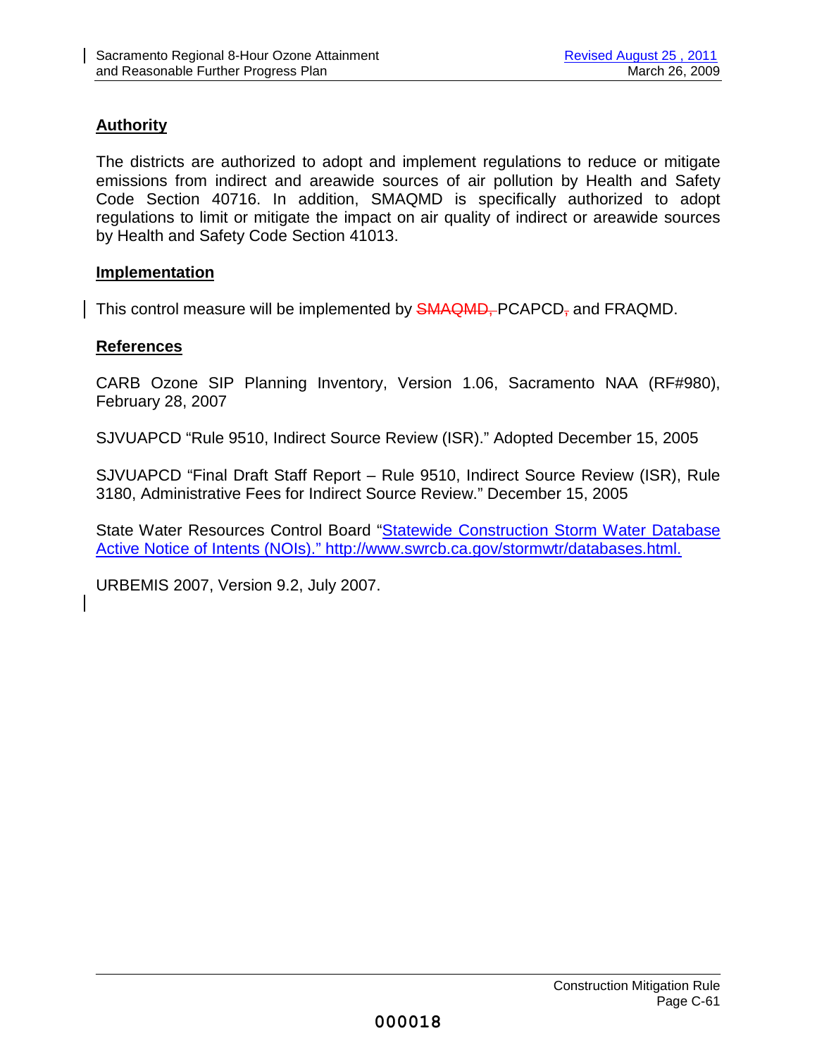## Authority

The districts are authorized to adopt and implement regulations to reduce or mitigate emissions from indirect and areawide sources of air pollution by Health and Safety Code Section 40716. In addition, SMAQMD is specifically authorized to adopt regulations to limit or mitigate the impact on air quality of indirect or areawide sources by Health and Safety Code Section 41013.

## Implementation

This control measure will be implemented by ~~SMAQMD,~~ PCAPCD~~,~~ and FRAQMD.

## References

CARB Ozone SIP Planning Inventory, Version 1.06, Sacramento NAA (RF#980), February 28, 2007

SJVUAPCD "Rule 9510, Indirect Source Review (ISR)." Adopted December 15, 2005

SJVUAPCD "Final Draft Staff Report – Rule 9510, Indirect Source Review (ISR), Rule 3180, Administrative Fees for Indirect Source Review." December 15, 2005

State Water Resources Control Board "Statewide Construction Storm Water Database Active Notice of Intents (NOIs)." http://www.swrcb.ca.gov/stormwtr/databases.html.

URBEMIS 2007, Version 9.2, July 2007.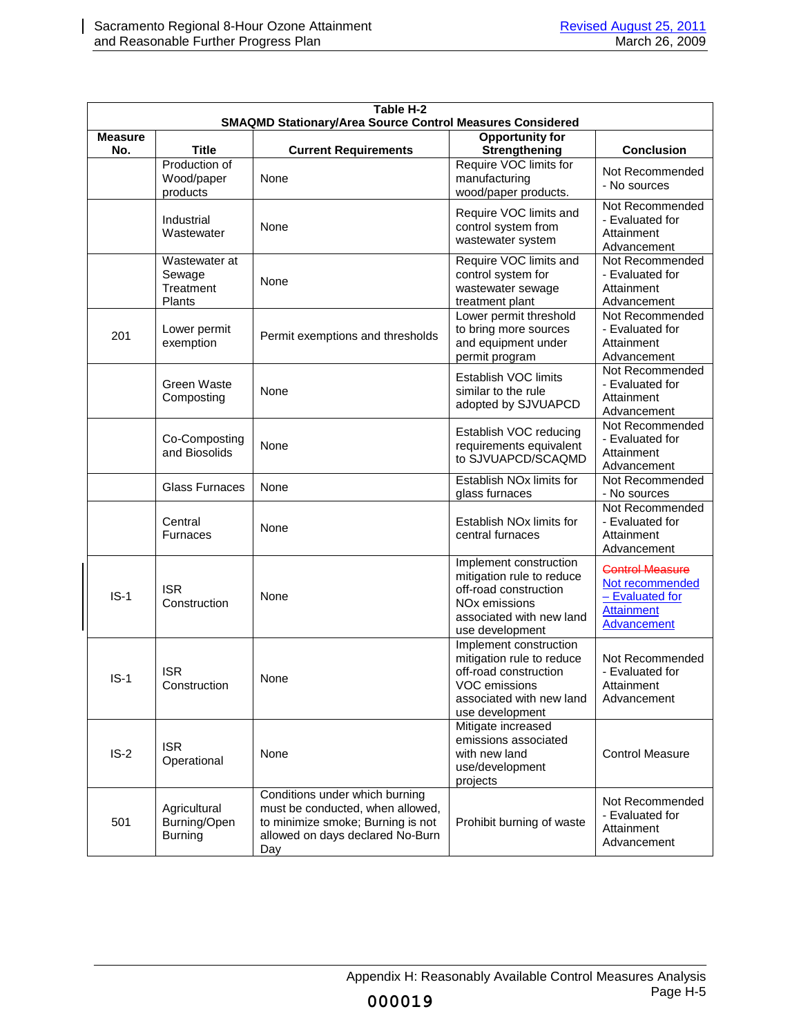| Table H-2 SMAQMD Stationary/Area Source Control Measures Considered | | | | |
|---|---|---|---|---|
| **Measure No.** | **Title** | **Current Requirements** | **Opportunity for Strengthening** | **Conclusion** |
| | Production of Wood/paper products | None | Require VOC limits for manufacturing wood/paper products. | Not Recommended - No sources |
| | Industrial Wastewater | None | Require VOC limits and control system from wastewater system | Not Recommended - Evaluated for Attainment Advancement |
| | Wastewater at Sewage Treatment Plants | None | Require VOC limits and control system for wastewater sewage treatment plant | Not Recommended - Evaluated for Attainment Advancement |
| 201 | Lower permit exemption | Permit exemptions and thresholds | Lower permit threshold to bring more sources and equipment under permit program | Not Recommended - Evaluated for Attainment Advancement |
| | Green Waste Composting | None | Establish VOC limits similar to the rule adopted by SJVUAPCD | Not Recommended - Evaluated for Attainment Advancement |
| | Co-Composting and Biosolids | None | Establish VOC reducing requirements equivalent to SJVUAPCD/SCAQMD | Not Recommended - Evaluated for Attainment Advancement |
| | Glass Furnaces | None | Establish NOx limits for glass furnaces | Not Recommended - No sources |
| | Central Furnaces | None | Establish NOx limits for central furnaces | Not Recommended - Evaluated for Attainment Advancement |
| IS-1 | ISR Construction | None | Implement construction mitigation rule to reduce off-road construction NOx emissions associated with new land use development | ~~Control Measure~~ Not recommended – Evaluated for Attainment Advancement |
| IS-1 | ISR Construction | None | Implement construction mitigation rule to reduce off-road construction VOC emissions associated with new land use development | Not Recommended - Evaluated for Attainment Advancement |
| IS-2 | ISR Operational | None | Mitigate increased emissions associated with new land use/development projects | Control Measure |
| 501 | Agricultural Burning/Open Burning | Conditions under which burning must be conducted, when allowed, to minimize smoke; Burning is not allowed on days declared No-Burn Day | Prohibit burning of waste | Not Recommended - Evaluated for Attainment Advancement |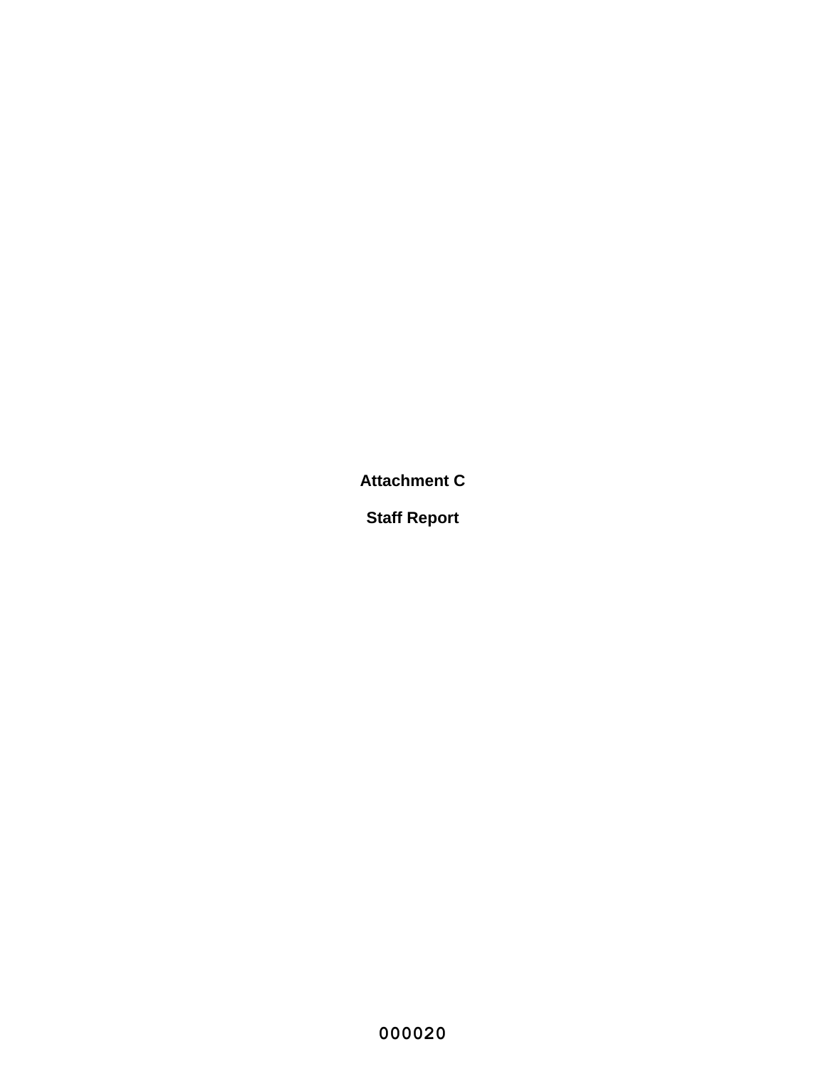**Attachment C**

**Staff Report**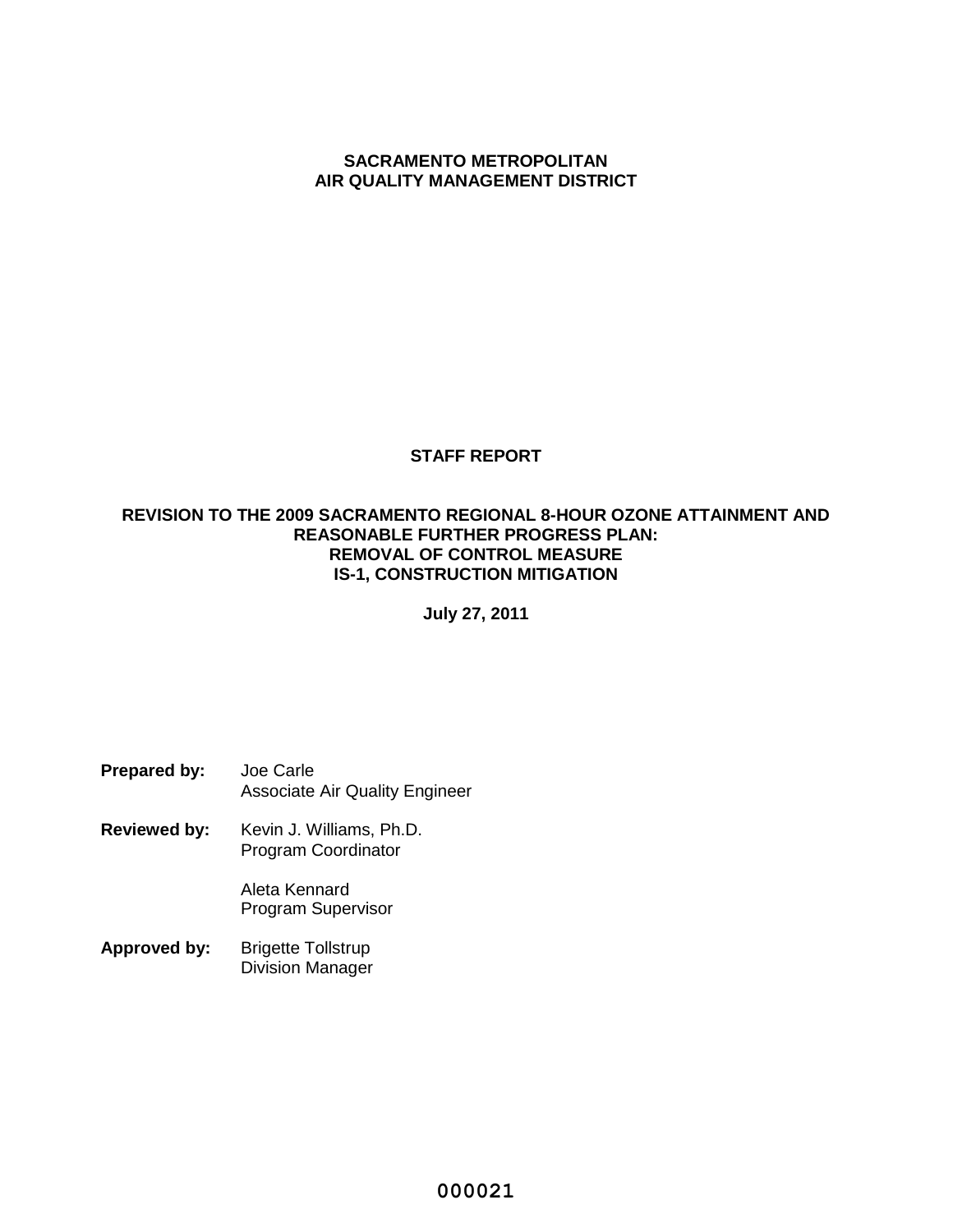**SACRAMENTO METROPOLITAN**
**AIR QUALITY MANAGEMENT DISTRICT**

# STAFF REPORT

## REVISION TO THE 2009 SACRAMENTO REGIONAL 8-HOUR OZONE ATTAINMENT AND REASONABLE FURTHER PROGRESS PLAN: REMOVAL OF CONTROL MEASURE IS-1, CONSTRUCTION MITIGATION

**July 27, 2011**

**Prepared by:** Joe Carle
Associate Air Quality Engineer

**Reviewed by:** Kevin J. Williams, Ph.D.
Program Coordinator

Aleta Kennard
Program Supervisor

**Approved by:** Brigette Tollstrup
Division Manager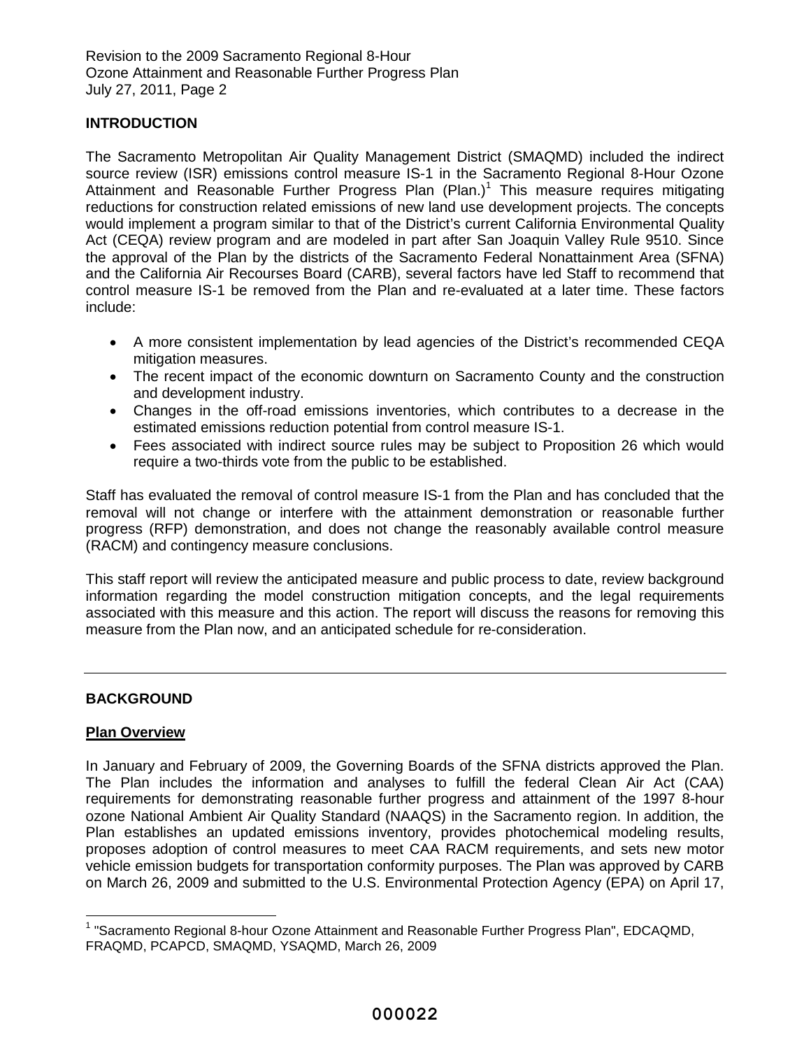## INTRODUCTION

The Sacramento Metropolitan Air Quality Management District (SMAQMD) included the indirect source review (ISR) emissions control measure IS-1 in the Sacramento Regional 8-Hour Ozone Attainment and Reasonable Further Progress Plan (Plan.)[1] This measure requires mitigating reductions for construction related emissions of new land use development projects. The concepts would implement a program similar to that of the District's current California Environmental Quality Act (CEQA) review program and are modeled in part after San Joaquin Valley Rule 9510. Since the approval of the Plan by the districts of the Sacramento Federal Nonattainment Area (SFNA) and the California Air Recourses Board (CARB), several factors have led Staff to recommend that control measure IS-1 be removed from the Plan and re-evaluated at a later time. These factors include:

- A more consistent implementation by lead agencies of the District's recommended CEQA mitigation measures.
- The recent impact of the economic downturn on Sacramento County and the construction and development industry.
- Changes in the off-road emissions inventories, which contributes to a decrease in the estimated emissions reduction potential from control measure IS-1.
- Fees associated with indirect source rules may be subject to Proposition 26 which would require a two-thirds vote from the public to be established.

Staff has evaluated the removal of control measure IS-1 from the Plan and has concluded that the removal will not change or interfere with the attainment demonstration or reasonable further progress (RFP) demonstration, and does not change the reasonably available control measure (RACM) and contingency measure conclusions.

This staff report will review the anticipated measure and public process to date, review background information regarding the model construction mitigation concepts, and the legal requirements associated with this measure and this action. The report will discuss the reasons for removing this measure from the Plan now, and an anticipated schedule for re-consideration.

---

## BACKGROUND

### Plan Overview

In January and February of 2009, the Governing Boards of the SFNA districts approved the Plan. The Plan includes the information and analyses to fulfill the federal Clean Air Act (CAA) requirements for demonstrating reasonable further progress and attainment of the 1997 8-hour ozone National Ambient Air Quality Standard (NAAQS) in the Sacramento region. In addition, the Plan establishes an updated emissions inventory, provides photochemical modeling results, proposes adoption of control measures to meet CAA RACM requirements, and sets new motor vehicle emission budgets for transportation conformity purposes. The Plan was approved by CARB on March 26, 2009 and submitted to the U.S. Environmental Protection Agency (EPA) on April 17,

[1] "Sacramento Regional 8-hour Ozone Attainment and Reasonable Further Progress Plan", EDCAQMD, FRAQMD, PCAPCD, SMAQMD, YSAQMD, March 26, 2009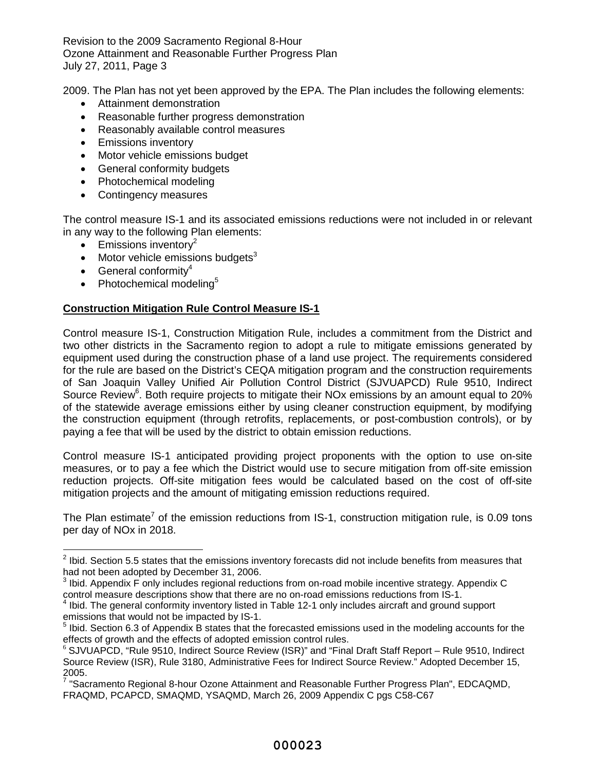2009. The Plan has not yet been approved by the EPA. The Plan includes the following elements:

- Attainment demonstration
- Reasonable further progress demonstration
- Reasonably available control measures
- Emissions inventory
- Motor vehicle emissions budget
- General conformity budgets
- Photochemical modeling
- Contingency measures

The control measure IS-1 and its associated emissions reductions were not included in or relevant in any way to the following Plan elements:

- Emissions inventory[2]
- Motor vehicle emissions budgets[3]
- General conformity[4]
- Photochemical modeling[5]

**Construction Mitigation Rule Control Measure IS-1**

Control measure IS-1, Construction Mitigation Rule, includes a commitment from the District and two other districts in the Sacramento region to adopt a rule to mitigate emissions generated by equipment used during the construction phase of a land use project. The requirements considered for the rule are based on the District's CEQA mitigation program and the construction requirements of San Joaquin Valley Unified Air Pollution Control District (SJVUAPCD) Rule 9510, Indirect Source Review[6]. Both require projects to mitigate their NOx emissions by an amount equal to 20% of the statewide average emissions either by using cleaner construction equipment, by modifying the construction equipment (through retrofits, replacements, or post-combustion controls), or by paying a fee that will be used by the district to obtain emission reductions.

Control measure IS-1 anticipated providing project proponents with the option to use on-site measures, or to pay a fee which the District would use to secure mitigation from off-site emission reduction projects. Off-site mitigation fees would be calculated based on the cost of off-site mitigation projects and the amount of mitigating emission reductions required.

The Plan estimate[7] of the emission reductions from IS-1, construction mitigation rule, is 0.09 tons per day of NOx in 2018.

---

[2] Ibid. Section 5.5 states that the emissions inventory forecasts did not include benefits from measures that had not been adopted by December 31, 2006.

[3] Ibid. Appendix F only includes regional reductions from on-road mobile incentive strategy. Appendix C control measure descriptions show that there are no on-road emissions reductions from IS-1.

[4] Ibid. The general conformity inventory listed in Table 12-1 only includes aircraft and ground support emissions that would not be impacted by IS-1.

[5] Ibid. Section 6.3 of Appendix B states that the forecasted emissions used in the modeling accounts for the effects of growth and the effects of adopted emission control rules.

[6] SJVUAPCD, "Rule 9510, Indirect Source Review (ISR)" and "Final Draft Staff Report – Rule 9510, Indirect Source Review (ISR), Rule 3180, Administrative Fees for Indirect Source Review." Adopted December 15, 2005.

[7] "Sacramento Regional 8-hour Ozone Attainment and Reasonable Further Progress Plan", EDCAQMD, FRAQMD, PCAPCD, SMAQMD, YSAQMD, March 26, 2009 Appendix C pgs C58-C67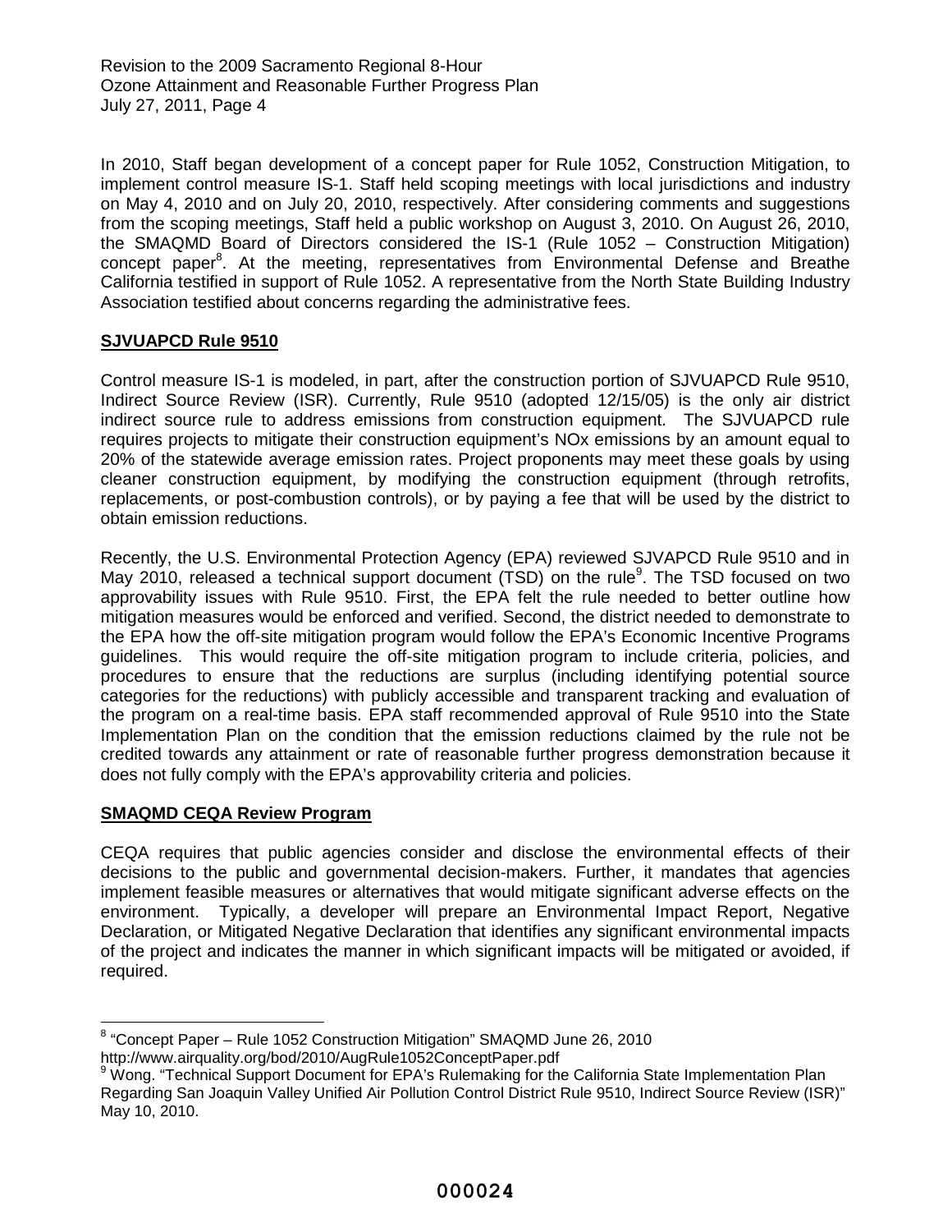In 2010, Staff began development of a concept paper for Rule 1052, Construction Mitigation, to implement control measure IS-1. Staff held scoping meetings with local jurisdictions and industry on May 4, 2010 and on July 20, 2010, respectively. After considering comments and suggestions from the scoping meetings, Staff held a public workshop on August 3, 2010. On August 26, 2010, the SMAQMD Board of Directors considered the IS-1 (Rule 1052 – Construction Mitigation) concept paper[8]. At the meeting, representatives from Environmental Defense and Breathe California testified in support of Rule 1052. A representative from the North State Building Industry Association testified about concerns regarding the administrative fees.

**SJVUAPCD Rule 9510**

Control measure IS-1 is modeled, in part, after the construction portion of SJVUAPCD Rule 9510, Indirect Source Review (ISR). Currently, Rule 9510 (adopted 12/15/05) is the only air district indirect source rule to address emissions from construction equipment. The SJVUAPCD rule requires projects to mitigate their construction equipment's NOx emissions by an amount equal to 20% of the statewide average emission rates. Project proponents may meet these goals by using cleaner construction equipment, by modifying the construction equipment (through retrofits, replacements, or post-combustion controls), or by paying a fee that will be used by the district to obtain emission reductions.

Recently, the U.S. Environmental Protection Agency (EPA) reviewed SJVAPCD Rule 9510 and in May 2010, released a technical support document (TSD) on the rule[9]. The TSD focused on two approvability issues with Rule 9510. First, the EPA felt the rule needed to better outline how mitigation measures would be enforced and verified. Second, the district needed to demonstrate to the EPA how the off-site mitigation program would follow the EPA's Economic Incentive Programs guidelines. This would require the off-site mitigation program to include criteria, policies, and procedures to ensure that the reductions are surplus (including identifying potential source categories for the reductions) with publicly accessible and transparent tracking and evaluation of the program on a real-time basis. EPA staff recommended approval of Rule 9510 into the State Implementation Plan on the condition that the emission reductions claimed by the rule not be credited towards any attainment or rate of reasonable further progress demonstration because it does not fully comply with the EPA's approvability criteria and policies.

**SMAQMD CEQA Review Program**

CEQA requires that public agencies consider and disclose the environmental effects of their decisions to the public and governmental decision-makers. Further, it mandates that agencies implement feasible measures or alternatives that would mitigate significant adverse effects on the environment. Typically, a developer will prepare an Environmental Impact Report, Negative Declaration, or Mitigated Negative Declaration that identifies any significant environmental impacts of the project and indicates the manner in which significant impacts will be mitigated or avoided, if required.

---

[8] "Concept Paper – Rule 1052 Construction Mitigation" SMAQMD June 26, 2010 http://www.airquality.org/bod/2010/AugRule1052ConceptPaper.pdf

[9] Wong. "Technical Support Document for EPA's Rulemaking for the California State Implementation Plan Regarding San Joaquin Valley Unified Air Pollution Control District Rule 9510, Indirect Source Review (ISR)" May 10, 2010.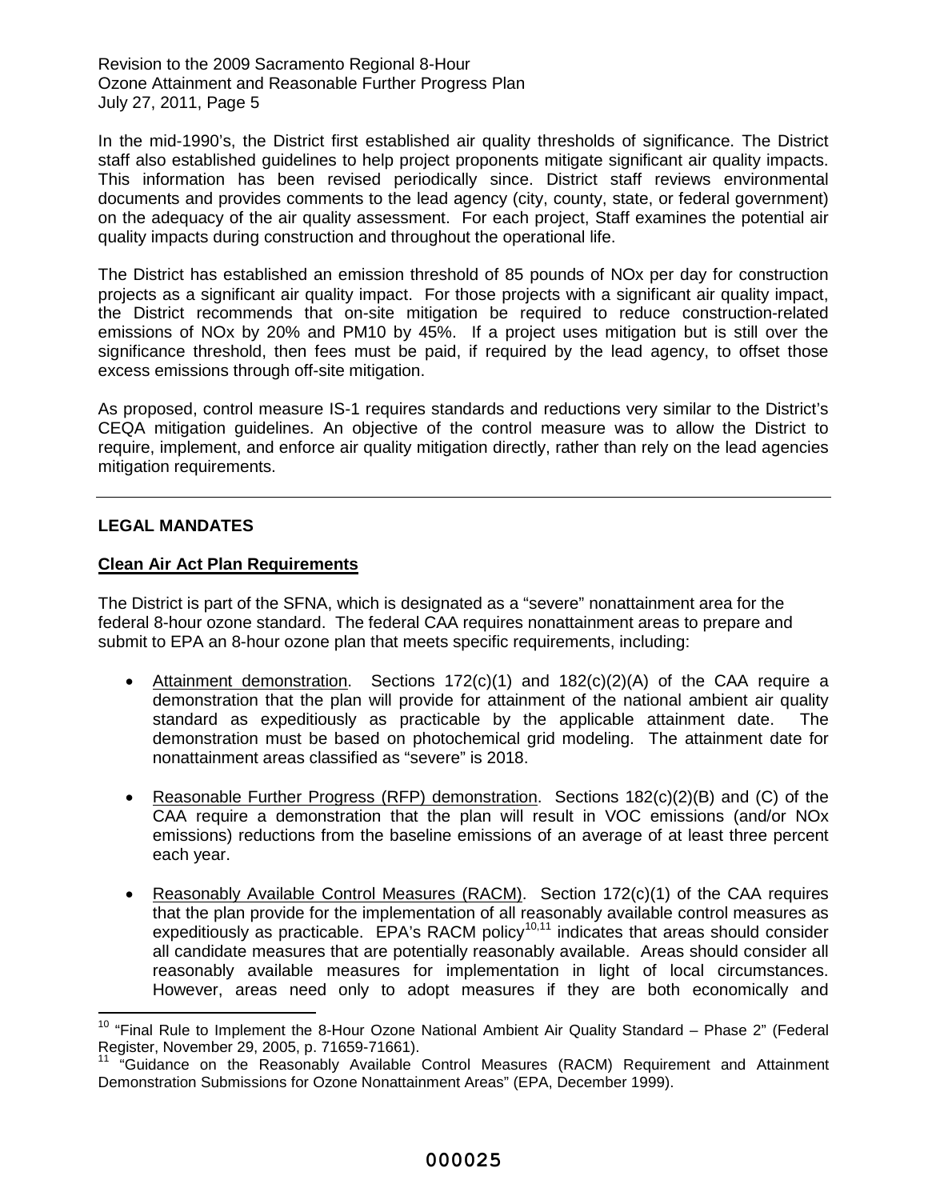In the mid-1990's, the District first established air quality thresholds of significance. The District staff also established guidelines to help project proponents mitigate significant air quality impacts. This information has been revised periodically since. District staff reviews environmental documents and provides comments to the lead agency (city, county, state, or federal government) on the adequacy of the air quality assessment. For each project, Staff examines the potential air quality impacts during construction and throughout the operational life.

The District has established an emission threshold of 85 pounds of NOx per day for construction projects as a significant air quality impact. For those projects with a significant air quality impact, the District recommends that on-site mitigation be required to reduce construction-related emissions of NOx by 20% and PM10 by 45%. If a project uses mitigation but is still over the significance threshold, then fees must be paid, if required by the lead agency, to offset those excess emissions through off-site mitigation.

As proposed, control measure IS-1 requires standards and reductions very similar to the District's CEQA mitigation guidelines. An objective of the control measure was to allow the District to require, implement, and enforce air quality mitigation directly, rather than rely on the lead agencies mitigation requirements.

---

## LEGAL MANDATES

### Clean Air Act Plan Requirements

The District is part of the SFNA, which is designated as a "severe" nonattainment area for the federal 8-hour ozone standard. The federal CAA requires nonattainment areas to prepare and submit to EPA an 8-hour ozone plan that meets specific requirements, including:

- Attainment demonstration. Sections 172(c)(1) and 182(c)(2)(A) of the CAA require a demonstration that the plan will provide for attainment of the national ambient air quality standard as expeditiously as practicable by the applicable attainment date. The demonstration must be based on photochemical grid modeling. The attainment date for nonattainment areas classified as "severe" is 2018.

- Reasonable Further Progress (RFP) demonstration. Sections 182(c)(2)(B) and (C) of the CAA require a demonstration that the plan will result in VOC emissions (and/or NOx emissions) reductions from the baseline emissions of an average of at least three percent each year.

- Reasonably Available Control Measures (RACM). Section 172(c)(1) of the CAA requires that the plan provide for the implementation of all reasonably available control measures as expeditiously as practicable. EPA's RACM policy[10,11] indicates that areas should consider all candidate measures that are potentially reasonably available. Areas should consider all reasonably available measures for implementation in light of local circumstances. However, areas need only to adopt measures if they are both economically and

[10] "Final Rule to Implement the 8-Hour Ozone National Ambient Air Quality Standard – Phase 2" (Federal Register, November 29, 2005, p. 71659-71661).

[11] "Guidance on the Reasonably Available Control Measures (RACM) Requirement and Attainment Demonstration Submissions for Ozone Nonattainment Areas" (EPA, December 1999).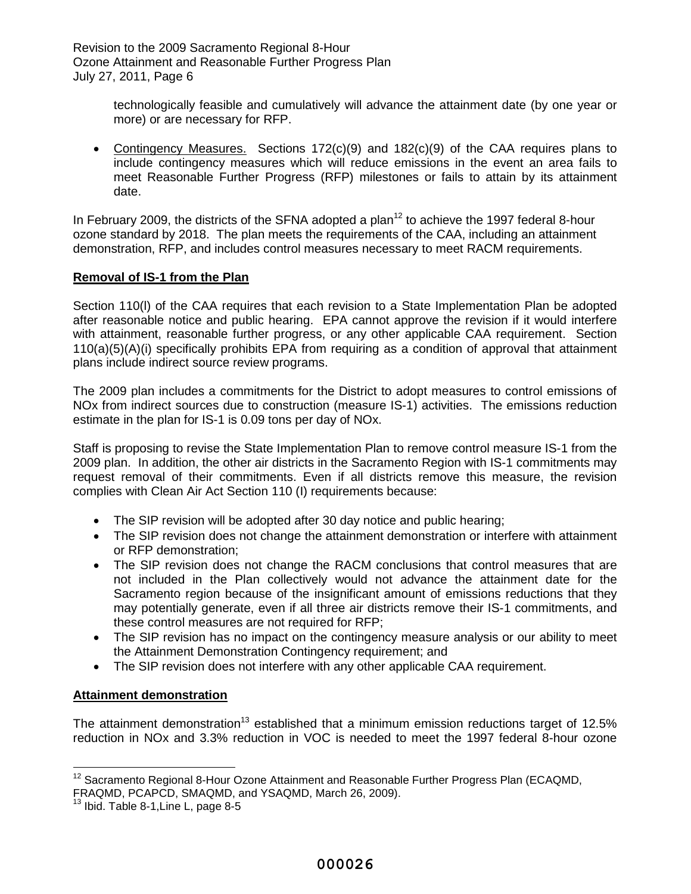technologically feasible and cumulatively will advance the attainment date (by one year or more) or are necessary for RFP.

- Contingency Measures. Sections 172(c)(9) and 182(c)(9) of the CAA requires plans to include contingency measures which will reduce emissions in the event an area fails to meet Reasonable Further Progress (RFP) milestones or fails to attain by its attainment date.

In February 2009, the districts of the SFNA adopted a plan[12] to achieve the 1997 federal 8-hour ozone standard by 2018. The plan meets the requirements of the CAA, including an attainment demonstration, RFP, and includes control measures necessary to meet RACM requirements.

**Removal of IS-1 from the Plan**

Section 110(l) of the CAA requires that each revision to a State Implementation Plan be adopted after reasonable notice and public hearing. EPA cannot approve the revision if it would interfere with attainment, reasonable further progress, or any other applicable CAA requirement. Section 110(a)(5)(A)(i) specifically prohibits EPA from requiring as a condition of approval that attainment plans include indirect source review programs.

The 2009 plan includes a commitments for the District to adopt measures to control emissions of NOx from indirect sources due to construction (measure IS-1) activities. The emissions reduction estimate in the plan for IS-1 is 0.09 tons per day of NOx.

Staff is proposing to revise the State Implementation Plan to remove control measure IS-1 from the 2009 plan. In addition, the other air districts in the Sacramento Region with IS-1 commitments may request removal of their commitments. Even if all districts remove this measure, the revision complies with Clean Air Act Section 110 (I) requirements because:

- The SIP revision will be adopted after 30 day notice and public hearing;
- The SIP revision does not change the attainment demonstration or interfere with attainment or RFP demonstration;
- The SIP revision does not change the RACM conclusions that control measures that are not included in the Plan collectively would not advance the attainment date for the Sacramento region because of the insignificant amount of emissions reductions that they may potentially generate, even if all three air districts remove their IS-1 commitments, and these control measures are not required for RFP;
- The SIP revision has no impact on the contingency measure analysis or our ability to meet the Attainment Demonstration Contingency requirement; and
- The SIP revision does not interfere with any other applicable CAA requirement.

**Attainment demonstration**

The attainment demonstration[13] established that a minimum emission reductions target of 12.5% reduction in NOx and 3.3% reduction in VOC is needed to meet the 1997 federal 8-hour ozone

[12] Sacramento Regional 8-Hour Ozone Attainment and Reasonable Further Progress Plan (ECAQMD, FRAQMD, PCAPCD, SMAQMD, and YSAQMD, March 26, 2009).

[13] Ibid. Table 8-1,Line L, page 8-5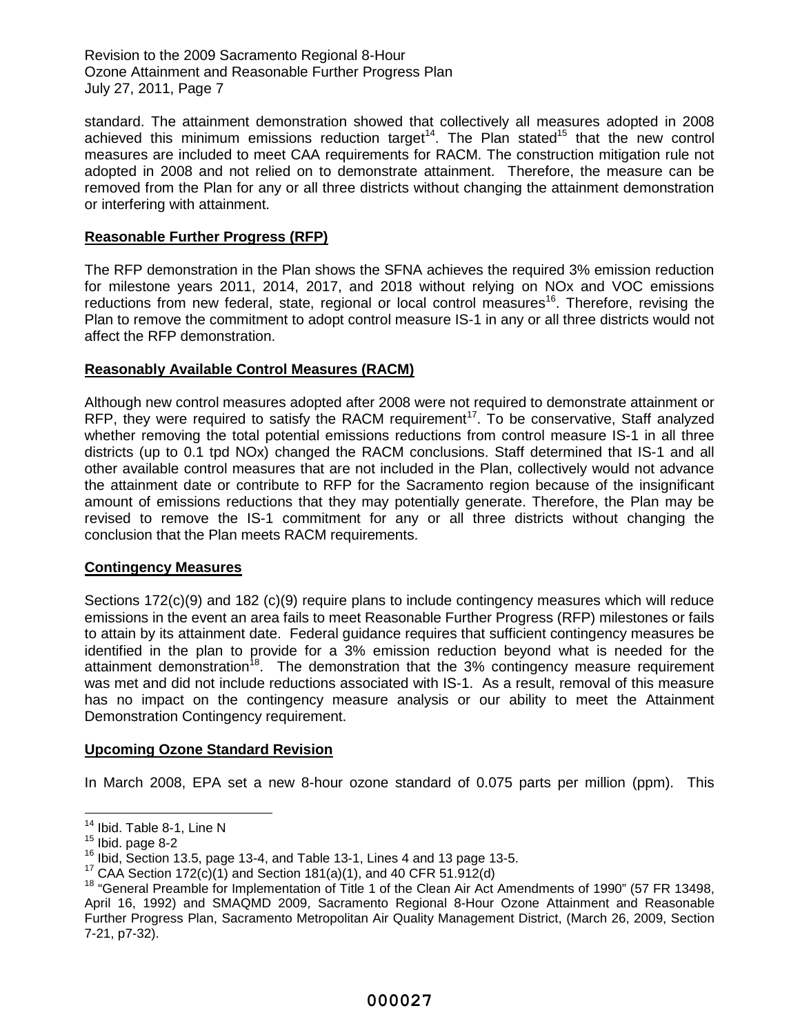standard. The attainment demonstration showed that collectively all measures adopted in 2008 achieved this minimum emissions reduction target[14]. The Plan stated[15] that the new control measures are included to meet CAA requirements for RACM. The construction mitigation rule not adopted in 2008 and not relied on to demonstrate attainment. Therefore, the measure can be removed from the Plan for any or all three districts without changing the attainment demonstration or interfering with attainment.

**Reasonable Further Progress (RFP)**

The RFP demonstration in the Plan shows the SFNA achieves the required 3% emission reduction for milestone years 2011, 2014, 2017, and 2018 without relying on NOx and VOC emissions reductions from new federal, state, regional or local control measures[16]. Therefore, revising the Plan to remove the commitment to adopt control measure IS-1 in any or all three districts would not affect the RFP demonstration.

**Reasonably Available Control Measures (RACM)**

Although new control measures adopted after 2008 were not required to demonstrate attainment or RFP, they were required to satisfy the RACM requirement[17]. To be conservative, Staff analyzed whether removing the total potential emissions reductions from control measure IS-1 in all three districts (up to 0.1 tpd NOx) changed the RACM conclusions. Staff determined that IS-1 and all other available control measures that are not included in the Plan, collectively would not advance the attainment date or contribute to RFP for the Sacramento region because of the insignificant amount of emissions reductions that they may potentially generate. Therefore, the Plan may be revised to remove the IS-1 commitment for any or all three districts without changing the conclusion that the Plan meets RACM requirements.

**Contingency Measures**

Sections 172(c)(9) and 182 (c)(9) require plans to include contingency measures which will reduce emissions in the event an area fails to meet Reasonable Further Progress (RFP) milestones or fails to attain by its attainment date. Federal guidance requires that sufficient contingency measures be identified in the plan to provide for a 3% emission reduction beyond what is needed for the attainment demonstration[18]. The demonstration that the 3% contingency measure requirement was met and did not include reductions associated with IS-1. As a result, removal of this measure has no impact on the contingency measure analysis or our ability to meet the Attainment Demonstration Contingency requirement.

**Upcoming Ozone Standard Revision**

In March 2008, EPA set a new 8-hour ozone standard of 0.075 parts per million (ppm). This

---

[14] Ibid. Table 8-1, Line N

[15] Ibid. page 8-2

[16] Ibid, Section 13.5, page 13-4, and Table 13-1, Lines 4 and 13 page 13-5.

[17] CAA Section 172(c)(1) and Section 181(a)(1), and 40 CFR 51.912(d)

[18] "General Preamble for Implementation of Title 1 of the Clean Air Act Amendments of 1990" (57 FR 13498, April 16, 1992) and SMAQMD 2009, Sacramento Regional 8-Hour Ozone Attainment and Reasonable Further Progress Plan, Sacramento Metropolitan Air Quality Management District, (March 26, 2009, Section 7-21, p7-32).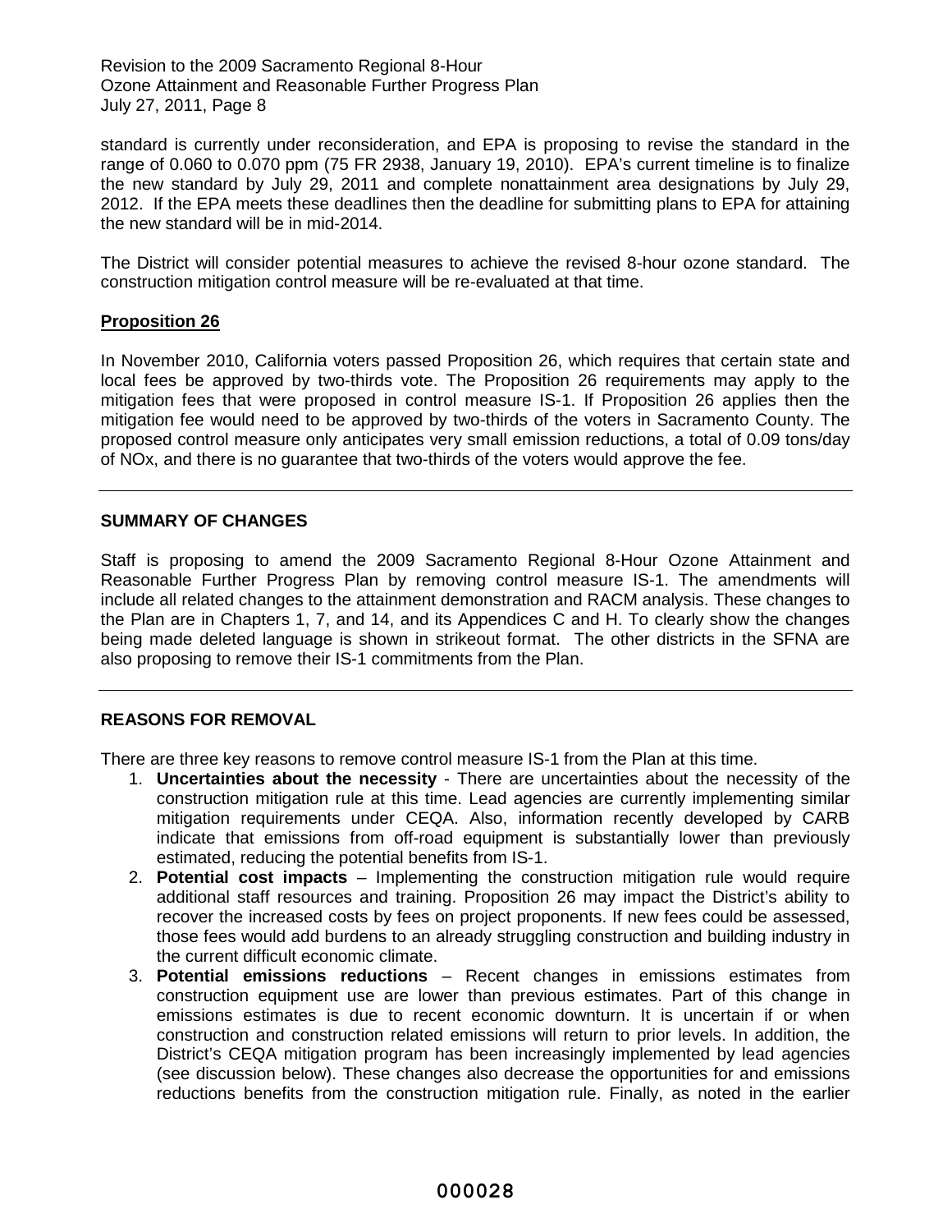standard is currently under reconsideration, and EPA is proposing to revise the standard in the range of 0.060 to 0.070 ppm (75 FR 2938, January 19, 2010). EPA's current timeline is to finalize the new standard by July 29, 2011 and complete nonattainment area designations by July 29, 2012. If the EPA meets these deadlines then the deadline for submitting plans to EPA for attaining the new standard will be in mid-2014.

The District will consider potential measures to achieve the revised 8-hour ozone standard. The construction mitigation control measure will be re-evaluated at that time.

**Proposition 26**

In November 2010, California voters passed Proposition 26, which requires that certain state and local fees be approved by two-thirds vote. The Proposition 26 requirements may apply to the mitigation fees that were proposed in control measure IS-1. If Proposition 26 applies then the mitigation fee would need to be approved by two-thirds of the voters in Sacramento County. The proposed control measure only anticipates very small emission reductions, a total of 0.09 tons/day of NOx, and there is no guarantee that two-thirds of the voters would approve the fee.

---

## SUMMARY OF CHANGES

Staff is proposing to amend the 2009 Sacramento Regional 8-Hour Ozone Attainment and Reasonable Further Progress Plan by removing control measure IS-1. The amendments will include all related changes to the attainment demonstration and RACM analysis. These changes to the Plan are in Chapters 1, 7, and 14, and its Appendices C and H. To clearly show the changes being made deleted language is shown in strikeout format. The other districts in the SFNA are also proposing to remove their IS-1 commitments from the Plan.

---

## REASONS FOR REMOVAL

There are three key reasons to remove control measure IS-1 from the Plan at this time.

1. **Uncertainties about the necessity** - There are uncertainties about the necessity of the construction mitigation rule at this time. Lead agencies are currently implementing similar mitigation requirements under CEQA. Also, information recently developed by CARB indicate that emissions from off-road equipment is substantially lower than previously estimated, reducing the potential benefits from IS-1.
2. **Potential cost impacts** – Implementing the construction mitigation rule would require additional staff resources and training. Proposition 26 may impact the District's ability to recover the increased costs by fees on project proponents. If new fees could be assessed, those fees would add burdens to an already struggling construction and building industry in the current difficult economic climate.
3. **Potential emissions reductions** – Recent changes in emissions estimates from construction equipment use are lower than previous estimates. Part of this change in emissions estimates is due to recent economic downturn. It is uncertain if or when construction and construction related emissions will return to prior levels. In addition, the District's CEQA mitigation program has been increasingly implemented by lead agencies (see discussion below). These changes also decrease the opportunities for and emissions reductions benefits from the construction mitigation rule. Finally, as noted in the earlier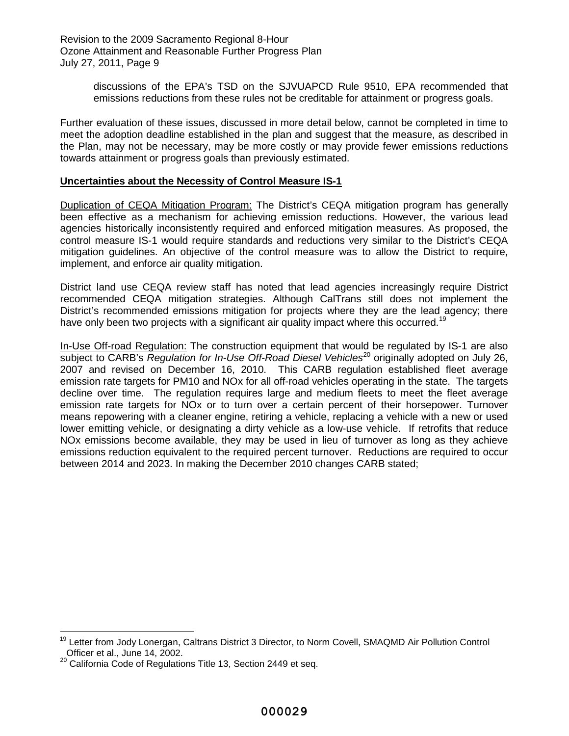discussions of the EPA's TSD on the SJVUAPCD Rule 9510, EPA recommended that emissions reductions from these rules not be creditable for attainment or progress goals.

Further evaluation of these issues, discussed in more detail below, cannot be completed in time to meet the adoption deadline established in the plan and suggest that the measure, as described in the Plan, may not be necessary, may be more costly or may provide fewer emissions reductions towards attainment or progress goals than previously estimated.

**Uncertainties about the Necessity of Control Measure IS-1**

Duplication of CEQA Mitigation Program: The District's CEQA mitigation program has generally been effective as a mechanism for achieving emission reductions. However, the various lead agencies historically inconsistently required and enforced mitigation measures. As proposed, the control measure IS-1 would require standards and reductions very similar to the District's CEQA mitigation guidelines. An objective of the control measure was to allow the District to require, implement, and enforce air quality mitigation.

District land use CEQA review staff has noted that lead agencies increasingly require District recommended CEQA mitigation strategies. Although CalTrans still does not implement the District's recommended emissions mitigation for projects where they are the lead agency; there have only been two projects with a significant air quality impact where this occurred.[19]

In-Use Off-road Regulation: The construction equipment that would be regulated by IS-1 are also subject to CARB's *Regulation for In-Use Off-Road Diesel Vehicles*[20] originally adopted on July 26, 2007 and revised on December 16, 2010. This CARB regulation established fleet average emission rate targets for PM10 and NOx for all off-road vehicles operating in the state. The targets decline over time. The regulation requires large and medium fleets to meet the fleet average emission rate targets for NOx or to turn over a certain percent of their horsepower. Turnover means repowering with a cleaner engine, retiring a vehicle, replacing a vehicle with a new or used lower emitting vehicle, or designating a dirty vehicle as a low-use vehicle. If retrofits that reduce NOx emissions become available, they may be used in lieu of turnover as long as they achieve emissions reduction equivalent to the required percent turnover. Reductions are required to occur between 2014 and 2023. In making the December 2010 changes CARB stated;

---

[19] Letter from Jody Lonergan, Caltrans District 3 Director, to Norm Covell, SMAQMD Air Pollution Control Officer et al., June 14, 2002.

[20] California Code of Regulations Title 13, Section 2449 et seq.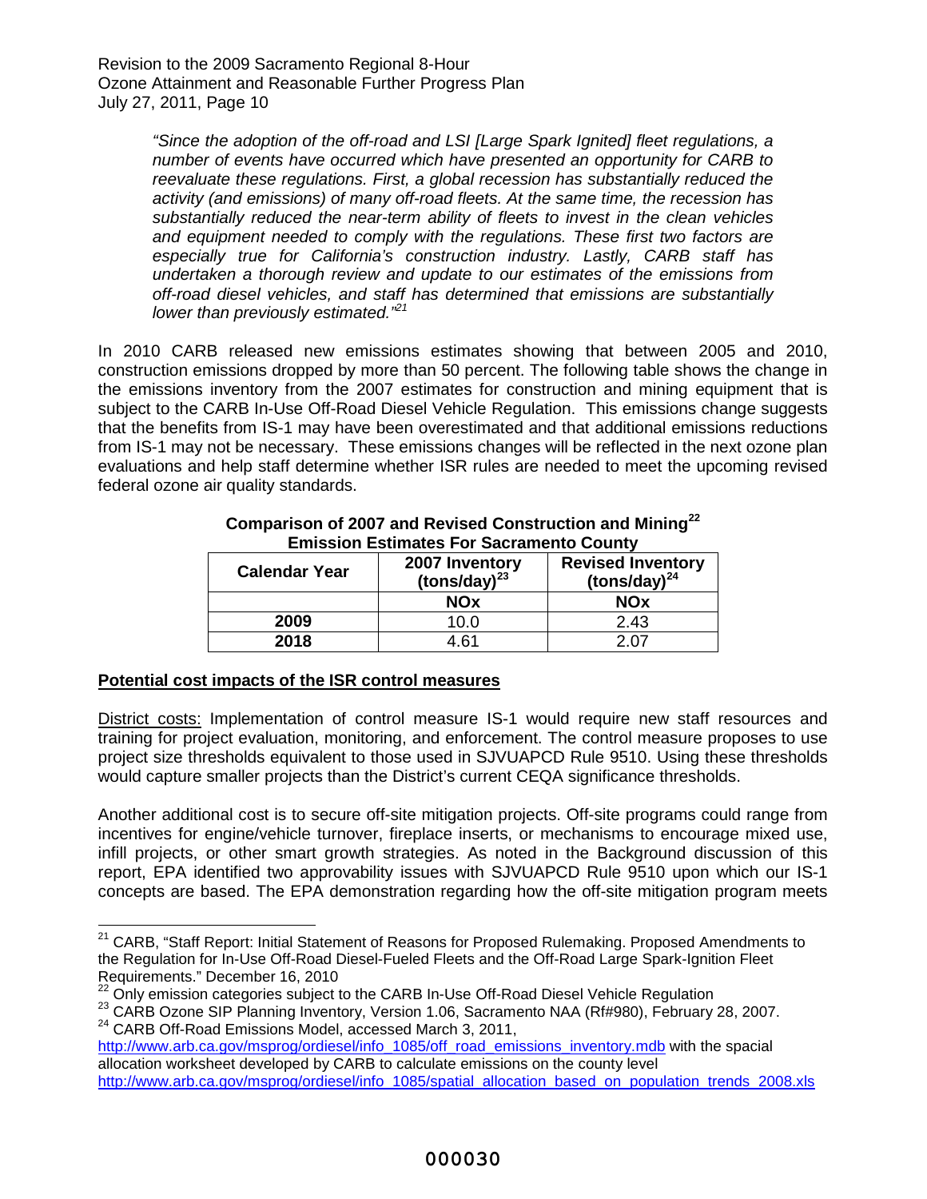*"Since the adoption of the off-road and LSI [Large Spark Ignited] fleet regulations, a number of events have occurred which have presented an opportunity for CARB to reevaluate these regulations. First, a global recession has substantially reduced the activity (and emissions) of many off-road fleets. At the same time, the recession has substantially reduced the near-term ability of fleets to invest in the clean vehicles and equipment needed to comply with the regulations. These first two factors are especially true for California's construction industry. Lastly, CARB staff has undertaken a thorough review and update to our estimates of the emissions from off-road diesel vehicles, and staff has determined that emissions are substantially lower than previously estimated."*[21]

In 2010 CARB released new emissions estimates showing that between 2005 and 2010, construction emissions dropped by more than 50 percent. The following table shows the change in the emissions inventory from the 2007 estimates for construction and mining equipment that is subject to the CARB In-Use Off-Road Diesel Vehicle Regulation. This emissions change suggests that the benefits from IS-1 may have been overestimated and that additional emissions reductions from IS-1 may not be necessary. These emissions changes will be reflected in the next ozone plan evaluations and help staff determine whether ISR rules are needed to meet the upcoming revised federal ozone air quality standards.

**Comparison of 2007 and Revised Construction and Mining[22] Emission Estimates For Sacramento County**

| Calendar Year | 2007 Inventory (tons/day)[23] | Revised Inventory (tons/day)[24] |
|---|---|---|
| | **NOx** | **NOx** |
| **2009** | 10.0 | 2.43 |
| **2018** | 4.61 | 2.07 |

**Potential cost impacts of the ISR control measures**

District costs: Implementation of control measure IS-1 would require new staff resources and training for project evaluation, monitoring, and enforcement. The control measure proposes to use project size thresholds equivalent to those used in SJVUAPCD Rule 9510. Using these thresholds would capture smaller projects than the District's current CEQA significance thresholds.

Another additional cost is to secure off-site mitigation projects. Off-site programs could range from incentives for engine/vehicle turnover, fireplace inserts, or mechanisms to encourage mixed use, infill projects, or other smart growth strategies. As noted in the Background discussion of this report, EPA identified two approvability issues with SJVUAPCD Rule 9510 upon which our IS-1 concepts are based. The EPA demonstration regarding how the off-site mitigation program meets

---

[21] CARB, "Staff Report: Initial Statement of Reasons for Proposed Rulemaking. Proposed Amendments to the Regulation for In-Use Off-Road Diesel-Fueled Fleets and the Off-Road Large Spark-Ignition Fleet Requirements." December 16, 2010

[22] Only emission categories subject to the CARB In-Use Off-Road Diesel Vehicle Regulation

[23] CARB Ozone SIP Planning Inventory, Version 1.06, Sacramento NAA (Rf#980), February 28, 2007.

[24] CARB Off-Road Emissions Model, accessed March 3, 2011, http://www.arb.ca.gov/msprog/ordiesel/info_1085/off_road_emissions_inventory.mdb with the spacial allocation worksheet developed by CARB to calculate emissions on the county level http://www.arb.ca.gov/msprog/ordiesel/info_1085/spatial_allocation_based_on_population_trends_2008.xls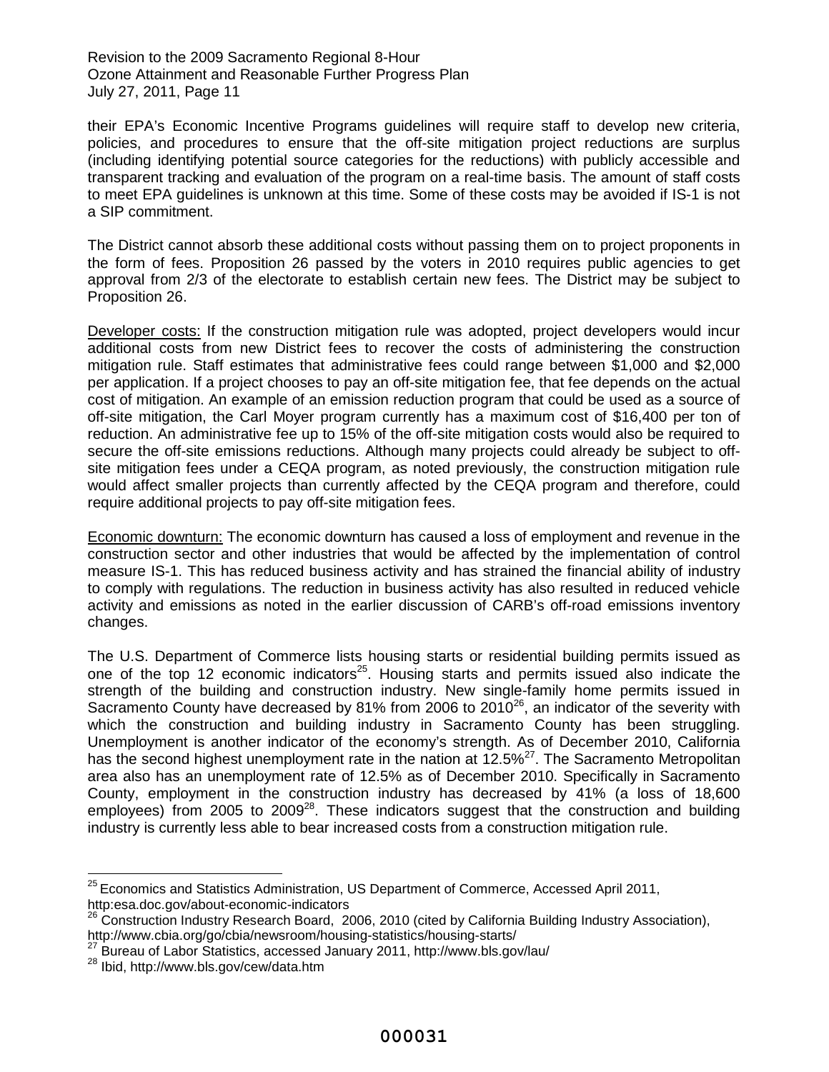their EPA's Economic Incentive Programs guidelines will require staff to develop new criteria, policies, and procedures to ensure that the off-site mitigation project reductions are surplus (including identifying potential source categories for the reductions) with publicly accessible and transparent tracking and evaluation of the program on a real-time basis. The amount of staff costs to meet EPA guidelines is unknown at this time. Some of these costs may be avoided if IS-1 is not a SIP commitment.

The District cannot absorb these additional costs without passing them on to project proponents in the form of fees. Proposition 26 passed by the voters in 2010 requires public agencies to get approval from 2/3 of the electorate to establish certain new fees. The District may be subject to Proposition 26.

Developer costs: If the construction mitigation rule was adopted, project developers would incur additional costs from new District fees to recover the costs of administering the construction mitigation rule. Staff estimates that administrative fees could range between $1,000 and $2,000 per application. If a project chooses to pay an off-site mitigation fee, that fee depends on the actual cost of mitigation. An example of an emission reduction program that could be used as a source of off-site mitigation, the Carl Moyer program currently has a maximum cost of $16,400 per ton of reduction. An administrative fee up to 15% of the off-site mitigation costs would also be required to secure the off-site emissions reductions. Although many projects could already be subject to off-site mitigation fees under a CEQA program, as noted previously, the construction mitigation rule would affect smaller projects than currently affected by the CEQA program and therefore, could require additional projects to pay off-site mitigation fees.

Economic downturn: The economic downturn has caused a loss of employment and revenue in the construction sector and other industries that would be affected by the implementation of control measure IS-1. This has reduced business activity and has strained the financial ability of industry to comply with regulations. The reduction in business activity has also resulted in reduced vehicle activity and emissions as noted in the earlier discussion of CARB's off-road emissions inventory changes.

The U.S. Department of Commerce lists housing starts or residential building permits issued as one of the top 12 economic indicators[25]. Housing starts and permits issued also indicate the strength of the building and construction industry. New single-family home permits issued in Sacramento County have decreased by 81% from 2006 to 2010[26], an indicator of the severity with which the construction and building industry in Sacramento County has been struggling. Unemployment is another indicator of the economy's strength. As of December 2010, California has the second highest unemployment rate in the nation at 12.5%[27]. The Sacramento Metropolitan area also has an unemployment rate of 12.5% as of December 2010. Specifically in Sacramento County, employment in the construction industry has decreased by 41% (a loss of 18,600 employees) from 2005 to 2009[28]. These indicators suggest that the construction and building industry is currently less able to bear increased costs from a construction mitigation rule.

---

[25] Economics and Statistics Administration, US Department of Commerce, Accessed April 2011, http:esa.doc.gov/about-economic-indicators

[26] Construction Industry Research Board, 2006, 2010 (cited by California Building Industry Association), http://www.cbia.org/go/cbia/newsroom/housing-statistics/housing-starts/

[27] Bureau of Labor Statistics, accessed January 2011, http://www.bls.gov/lau/

[28] Ibid, http://www.bls.gov/cew/data.htm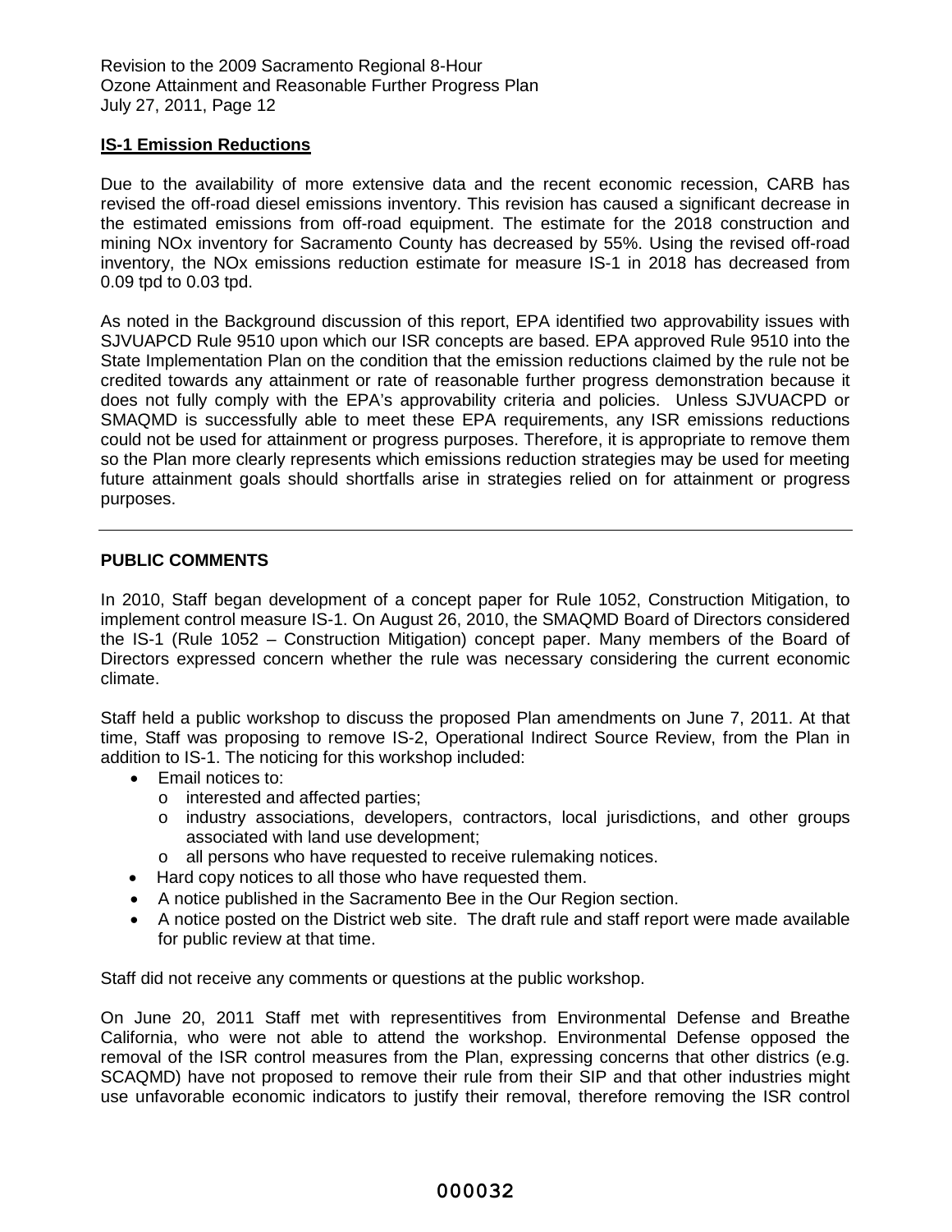**IS-1 Emission Reductions**

Due to the availability of more extensive data and the recent economic recession, CARB has revised the off-road diesel emissions inventory. This revision has caused a significant decrease in the estimated emissions from off-road equipment. The estimate for the 2018 construction and mining NOx inventory for Sacramento County has decreased by 55%. Using the revised off-road inventory, the NOx emissions reduction estimate for measure IS-1 in 2018 has decreased from 0.09 tpd to 0.03 tpd.

As noted in the Background discussion of this report, EPA identified two approvability issues with SJVUAPCD Rule 9510 upon which our ISR concepts are based. EPA approved Rule 9510 into the State Implementation Plan on the condition that the emission reductions claimed by the rule not be credited towards any attainment or rate of reasonable further progress demonstration because it does not fully comply with the EPA's approvability criteria and policies. Unless SJVUACPD or SMAQMD is successfully able to meet these EPA requirements, any ISR emissions reductions could not be used for attainment or progress purposes. Therefore, it is appropriate to remove them so the Plan more clearly represents which emissions reduction strategies may be used for meeting future attainment goals should shortfalls arise in strategies relied on for attainment or progress purposes.

---

**PUBLIC COMMENTS**

In 2010, Staff began development of a concept paper for Rule 1052, Construction Mitigation, to implement control measure IS-1. On August 26, 2010, the SMAQMD Board of Directors considered the IS-1 (Rule 1052 – Construction Mitigation) concept paper. Many members of the Board of Directors expressed concern whether the rule was necessary considering the current economic climate.

Staff held a public workshop to discuss the proposed Plan amendments on June 7, 2011. At that time, Staff was proposing to remove IS-2, Operational Indirect Source Review, from the Plan in addition to IS-1. The noticing for this workshop included:

- Email notices to:
  - interested and affected parties;
  - industry associations, developers, contractors, local jurisdictions, and other groups associated with land use development;
  - all persons who have requested to receive rulemaking notices.
- Hard copy notices to all those who have requested them.
- A notice published in the Sacramento Bee in the Our Region section.
- A notice posted on the District web site. The draft rule and staff report were made available for public review at that time.

Staff did not receive any comments or questions at the public workshop.

On June 20, 2011 Staff met with representitives from Environmental Defense and Breathe California, who were not able to attend the workshop. Environmental Defense opposed the removal of the ISR control measures from the Plan, expressing concerns that other districs (e.g. SCAQMD) have not proposed to remove their rule from their SIP and that other industries might use unfavorable economic indicators to justify their removal, therefore removing the ISR control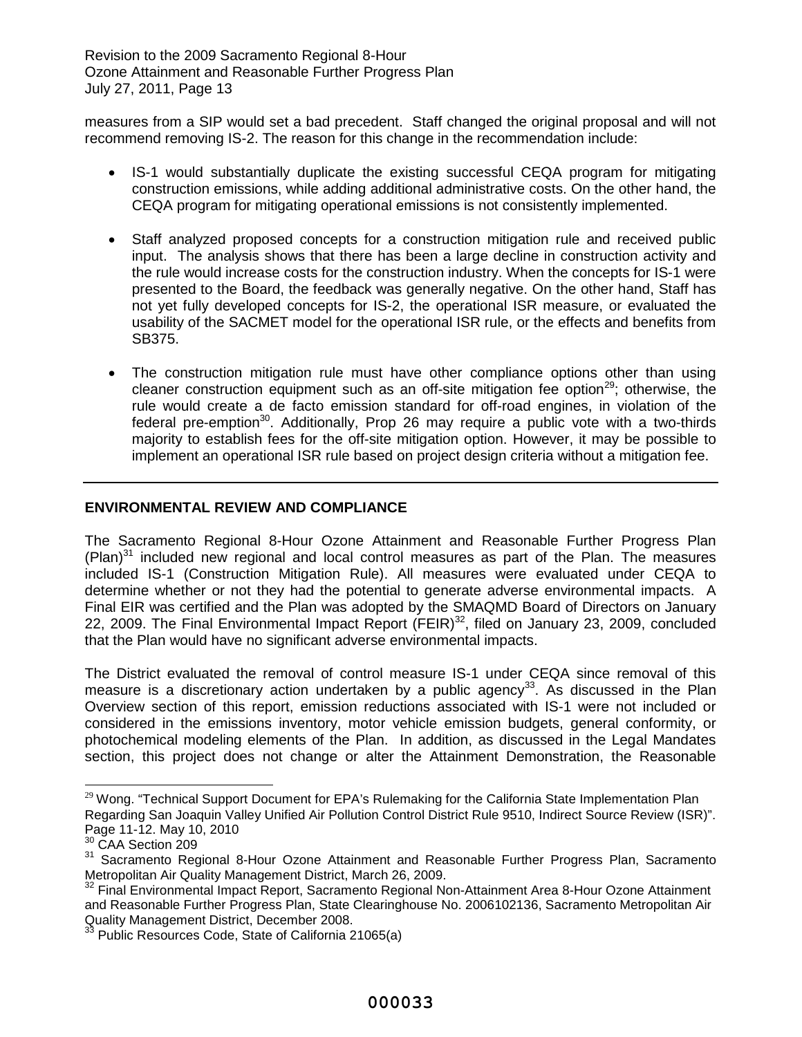measures from a SIP would set a bad precedent. Staff changed the original proposal and will not recommend removing IS-2. The reason for this change in the recommendation include:

- IS-1 would substantially duplicate the existing successful CEQA program for mitigating construction emissions, while adding additional administrative costs. On the other hand, the CEQA program for mitigating operational emissions is not consistently implemented.
- Staff analyzed proposed concepts for a construction mitigation rule and received public input. The analysis shows that there has been a large decline in construction activity and the rule would increase costs for the construction industry. When the concepts for IS-1 were presented to the Board, the feedback was generally negative. On the other hand, Staff has not yet fully developed concepts for IS-2, the operational ISR measure, or evaluated the usability of the SACMET model for the operational ISR rule, or the effects and benefits from SB375.
- The construction mitigation rule must have other compliance options other than using cleaner construction equipment such as an off-site mitigation fee option[29]; otherwise, the rule would create a de facto emission standard for off-road engines, in violation of the federal pre-emption[30]. Additionally, Prop 26 may require a public vote with a two-thirds majority to establish fees for the off-site mitigation option. However, it may be possible to implement an operational ISR rule based on project design criteria without a mitigation fee.

---

## ENVIRONMENTAL REVIEW AND COMPLIANCE

The Sacramento Regional 8-Hour Ozone Attainment and Reasonable Further Progress Plan (Plan)[31] included new regional and local control measures as part of the Plan. The measures included IS-1 (Construction Mitigation Rule). All measures were evaluated under CEQA to determine whether or not they had the potential to generate adverse environmental impacts. A Final EIR was certified and the Plan was adopted by the SMAQMD Board of Directors on January 22, 2009. The Final Environmental Impact Report (FEIR)[32], filed on January 23, 2009, concluded that the Plan would have no significant adverse environmental impacts.

The District evaluated the removal of control measure IS-1 under CEQA since removal of this measure is a discretionary action undertaken by a public agency[33]. As discussed in the Plan Overview section of this report, emission reductions associated with IS-1 were not included or considered in the emissions inventory, motor vehicle emission budgets, general conformity, or photochemical modeling elements of the Plan. In addition, as discussed in the Legal Mandates section, this project does not change or alter the Attainment Demonstration, the Reasonable

---

[29] Wong. "Technical Support Document for EPA's Rulemaking for the California State Implementation Plan Regarding San Joaquin Valley Unified Air Pollution Control District Rule 9510, Indirect Source Review (ISR)". Page 11-12. May 10, 2010

[30] CAA Section 209

[31] Sacramento Regional 8-Hour Ozone Attainment and Reasonable Further Progress Plan, Sacramento Metropolitan Air Quality Management District, March 26, 2009.

[32] Final Environmental Impact Report, Sacramento Regional Non-Attainment Area 8-Hour Ozone Attainment and Reasonable Further Progress Plan, State Clearinghouse No. 2006102136, Sacramento Metropolitan Air Quality Management District, December 2008.

[33] Public Resources Code, State of California 21065(a)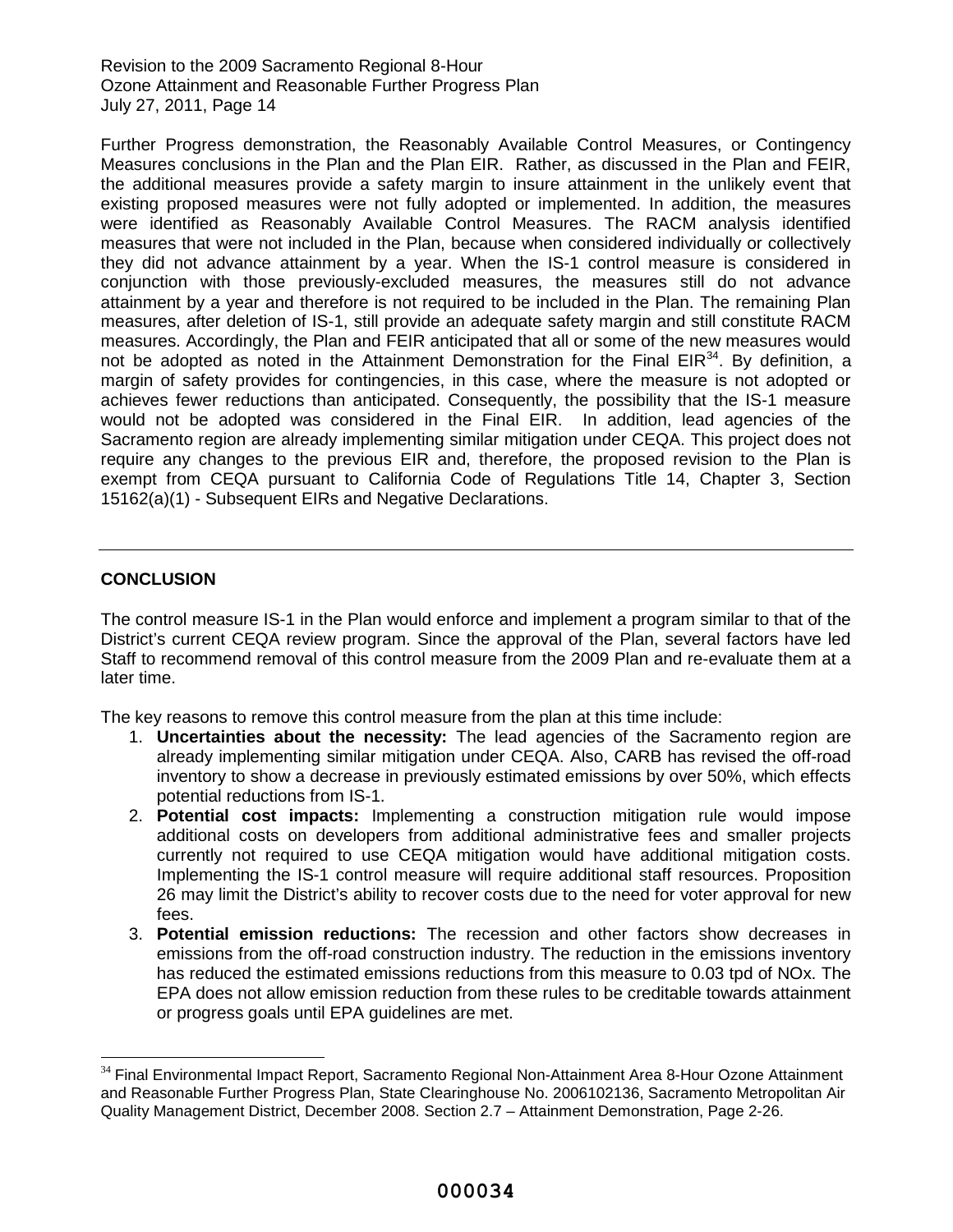Further Progress demonstration, the Reasonably Available Control Measures, or Contingency Measures conclusions in the Plan and the Plan EIR. Rather, as discussed in the Plan and FEIR, the additional measures provide a safety margin to insure attainment in the unlikely event that existing proposed measures were not fully adopted or implemented. In addition, the measures were identified as Reasonably Available Control Measures. The RACM analysis identified measures that were not included in the Plan, because when considered individually or collectively they did not advance attainment by a year. When the IS-1 control measure is considered in conjunction with those previously-excluded measures, the measures still do not advance attainment by a year and therefore is not required to be included in the Plan. The remaining Plan measures, after deletion of IS-1, still provide an adequate safety margin and still constitute RACM measures. Accordingly, the Plan and FEIR anticipated that all or some of the new measures would not be adopted as noted in the Attainment Demonstration for the Final EIR[34]. By definition, a margin of safety provides for contingencies, in this case, where the measure is not adopted or achieves fewer reductions than anticipated. Consequently, the possibility that the IS-1 measure would not be adopted was considered in the Final EIR. In addition, lead agencies of the Sacramento region are already implementing similar mitigation under CEQA. This project does not require any changes to the previous EIR and, therefore, the proposed revision to the Plan is exempt from CEQA pursuant to California Code of Regulations Title 14, Chapter 3, Section 15162(a)(1) - Subsequent EIRs and Negative Declarations.

---

**CONCLUSION**

The control measure IS-1 in the Plan would enforce and implement a program similar to that of the District's current CEQA review program. Since the approval of the Plan, several factors have led Staff to recommend removal of this control measure from the 2009 Plan and re-evaluate them at a later time.

The key reasons to remove this control measure from the plan at this time include:

1. **Uncertainties about the necessity:** The lead agencies of the Sacramento region are already implementing similar mitigation under CEQA. Also, CARB has revised the off-road inventory to show a decrease in previously estimated emissions by over 50%, which effects potential reductions from IS-1.
2. **Potential cost impacts:** Implementing a construction mitigation rule would impose additional costs on developers from additional administrative fees and smaller projects currently not required to use CEQA mitigation would have additional mitigation costs. Implementing the IS-1 control measure will require additional staff resources. Proposition 26 may limit the District's ability to recover costs due to the need for voter approval for new fees.
3. **Potential emission reductions:** The recession and other factors show decreases in emissions from the off-road construction industry. The reduction in the emissions inventory has reduced the estimated emissions reductions from this measure to 0.03 tpd of NOx. The EPA does not allow emission reduction from these rules to be creditable towards attainment or progress goals until EPA guidelines are met.

---

[34] Final Environmental Impact Report, Sacramento Regional Non-Attainment Area 8-Hour Ozone Attainment and Reasonable Further Progress Plan, State Clearinghouse No. 2006102136, Sacramento Metropolitan Air Quality Management District, December 2008. Section 2.7 – Attainment Demonstration, Page 2-26.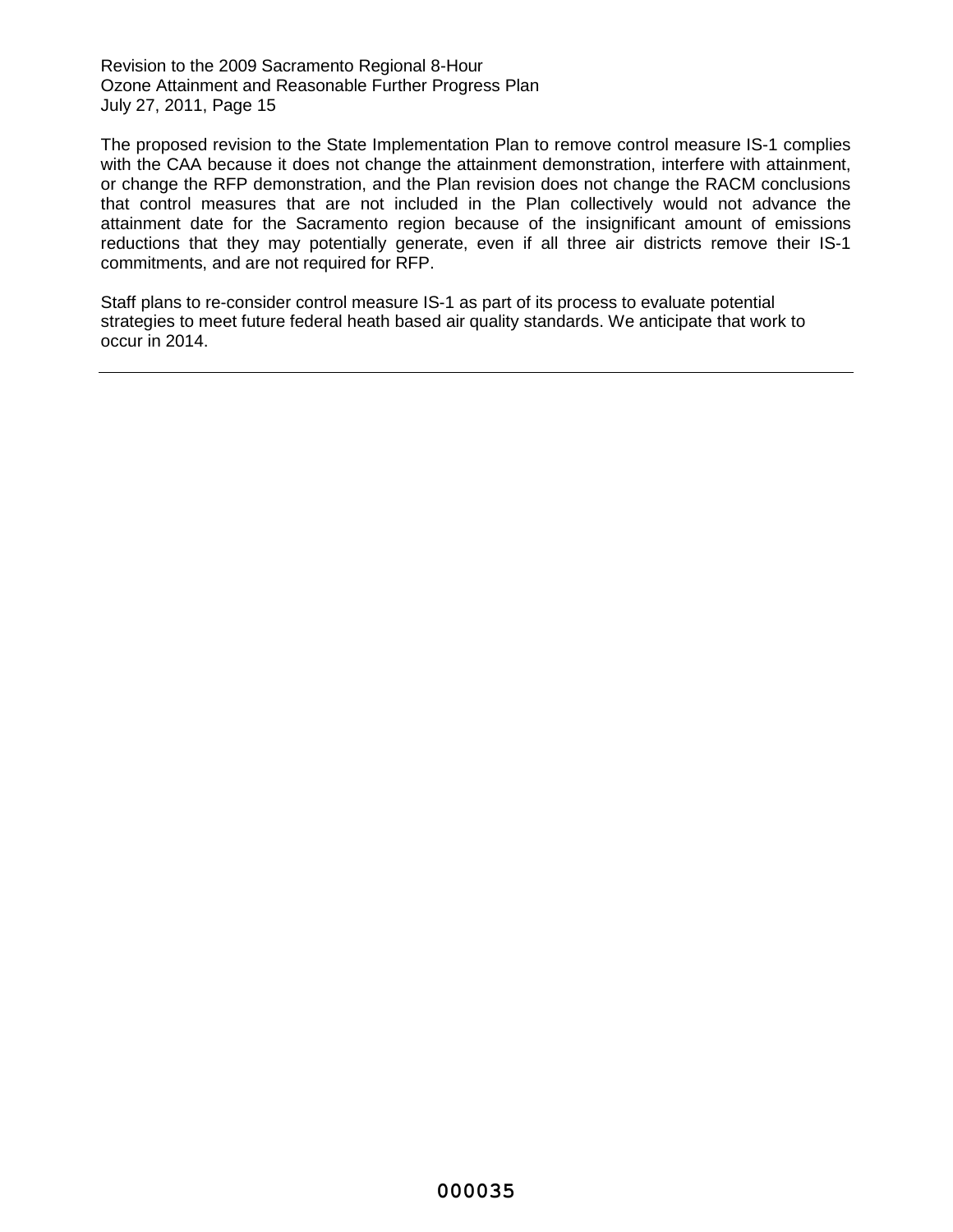The proposed revision to the State Implementation Plan to remove control measure IS-1 complies with the CAA because it does not change the attainment demonstration, interfere with attainment, or change the RFP demonstration, and the Plan revision does not change the RACM conclusions that control measures that are not included in the Plan collectively would not advance the attainment date for the Sacramento region because of the insignificant amount of emissions reductions that they may potentially generate, even if all three air districts remove their IS-1 commitments, and are not required for RFP.

Staff plans to re-consider control measure IS-1 as part of its process to evaluate potential strategies to meet future federal heath based air quality standards. We anticipate that work to occur in 2014.

---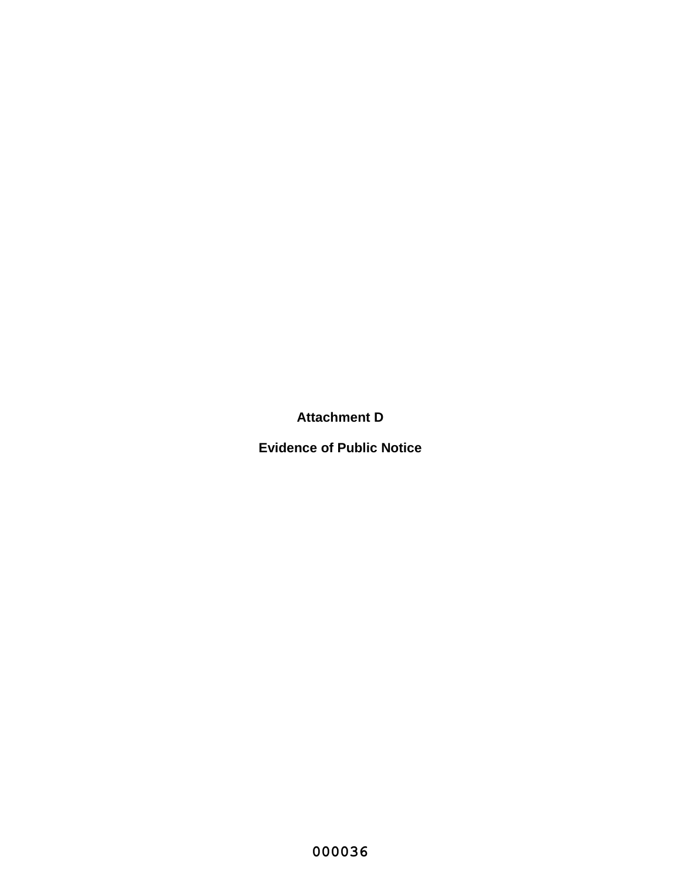# Attachment D

## Evidence of Public Notice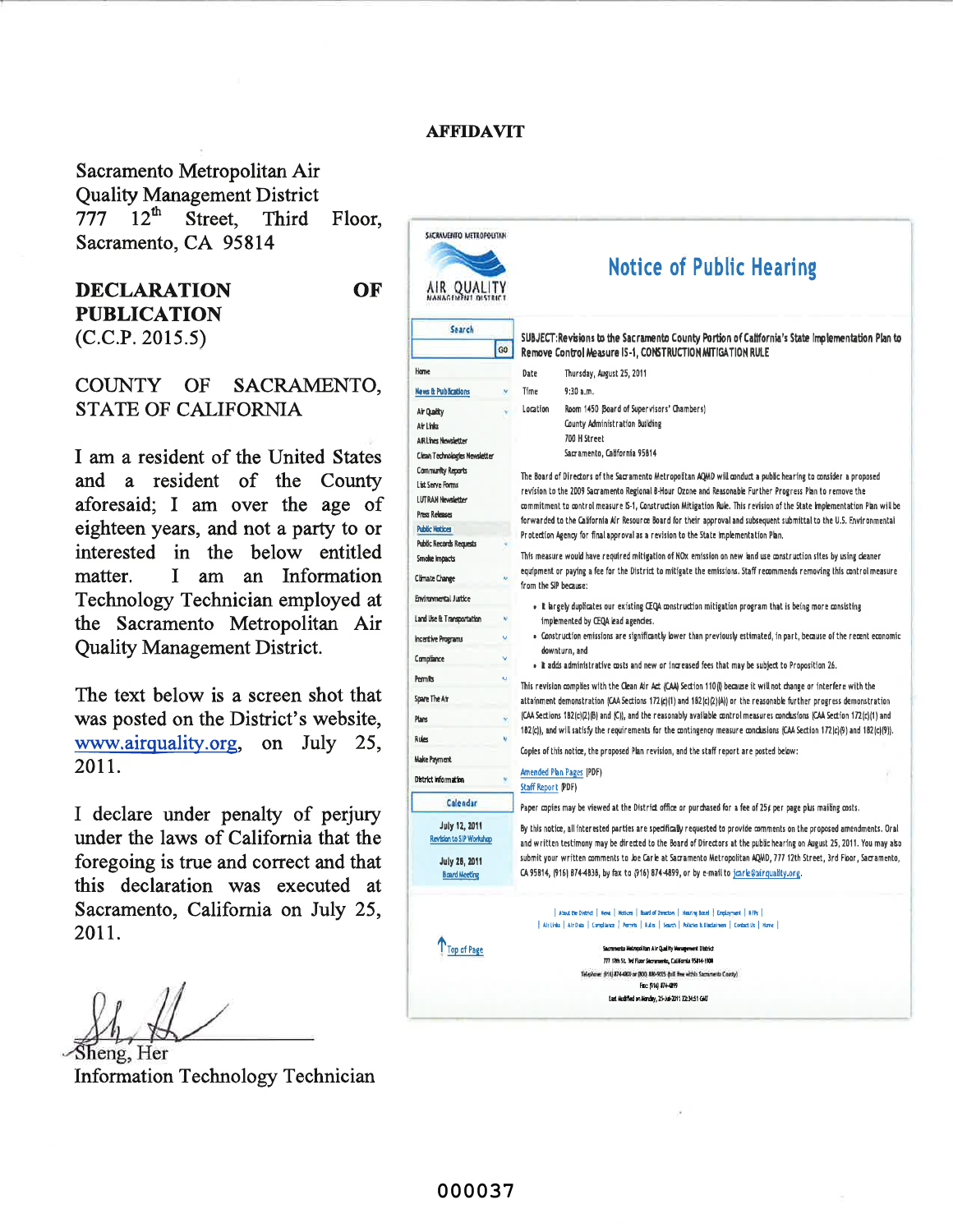**AFFIDAVIT**

Sacramento Metropolitan Air Quality Management District
777 12th Street, Third Floor,
Sacramento, CA 95814

**DECLARATION OF PUBLICATION**
(C.C.P. 2015.5)

COUNTY OF SACRAMENTO,
STATE OF CALIFORNIA

I am a resident of the United States and a resident of the County aforesaid; I am over the age of eighteen years, and not a party to or interested in the below entitled matter. I am an Information Technology Technician employed at the Sacramento Metropolitan Air Quality Management District.

The text below is a screen shot that was posted on the District's website, www.airquality.org, on July 25, 2011.

I declare under penalty of perjury under the laws of California that the foregoing is true and correct and that this declaration was executed at Sacramento, California on July 25, 2011.

Sheng, Her
Information Technology Technician

SACRAMENTO METROPOLITAN AIR QUALITY MANAGEMENT DISTRICT

Search

Home
News & Publications
Air Quality
Air Links
AIRLines Newsletter
Clean Technologies Newsletter
Community Reports
List Serve Forms
LUTRAN Newsletter
Press Releases
Public Notices
Public Records Requests
Smoke Impacts
Climate Change
Environmental Justice
Land Use & Transportation
Incentive Programs
Compliance
Permits
Spare The Air
Plans
Rules
Make Payment
District Information

Calendar

July 12, 2011
Revision to SIP Workshop

July 28, 2011
Board Meeting

## Notice of Public Hearing

SUBJECT: Revisions to the Sacramento County Portion of California's State Implementation Plan to Remove Control Measure IS-1, CONSTRUCTION MITIGATION RULE

Date: Thursday, August 25, 2011
Time: 9:30 a.m.
Location: Room 1450 (Board of Supervisors' Chambers)
County Administration Building
700 H Street
Sacramento, California 95814

The Board of Directors of the Sacramento Metropolitan AQMD will conduct a public hearing to consider a proposed revision to the 2009 Sacramento Regional 8-Hour Ozone and Reasonable Further Progress Plan to remove the commitment to control measure IS-1, Construction Mitigation Rule. This revision of the State Implementation Plan will be forwarded to the California Air Resource Board for their approval and subsequent submittal to the U.S. Environmental Protection Agency for final approval as a revision to the State Implementation Plan.

This measure would have required mitigation of NOx emission on new land use construction sites by using cleaner equipment or paying a fee for the District to mitigate the emissions. Staff recommends removing this control measure from the SIP because:

- It largely duplicates our existing CEQA construction mitigation program that is being more consisting implemented by CEQA lead agencies.
- Construction emissions are significantly lower than previously estimated, in part, because of the recent economic downturn, and
- It adds administrative costs and new or increased fees that may be subject to Proposition 26.

This revision complies with the Clean Air Act (CAA) Section 110(l) because it will not change or interfere with the attainment demonstration (CAA Sections 172(c)(1) and 182(c)(2)(A)) or the reasonable further progress demonstration (CAA Sections 182(c)(2)(B) and (C)), and the reasonably available control measures conclusions (CAA Section 172(c)(1) and 182(c)), and will satisfy the requirements for the contingency measure conclusions (CAA Section 172(c)(9) and 182(c)(9)).

Copies of this notice, the proposed Plan revision, and the staff report are posted below:

Amended Plan Pages (PDF)
Staff Report (PDF)

Paper copies may be viewed at the District office or purchased for a fee of 25¢ per page plus mailing costs.

By this notice, all interested parties are specifically requested to provide comments on the proposed amendments. Oral and written testimony may be directed to the Board of Directors at the public hearing on August 25, 2011. You may also submit your written comments to Joe Carle at Sacramento Metropolitan AQMD, 777 12th Street, 3rd Floor, Sacramento, CA 95814, (916) 874-4836, by fax to (916) 874-4899, or by e-mail to jcarle@airquality.org.

Top of Page

Sacramento Metropolitan Air Quality Management District
777 12th St. 3rd Floor Sacramento, California 95814-1908
Telephone: (916) 874-4800 or (800) 880-9025 (toll free within Sacramento County)
Fax: (916) 874-4899
Last Modified on Monday, 25-Jul-2011 22:34:51 GMT